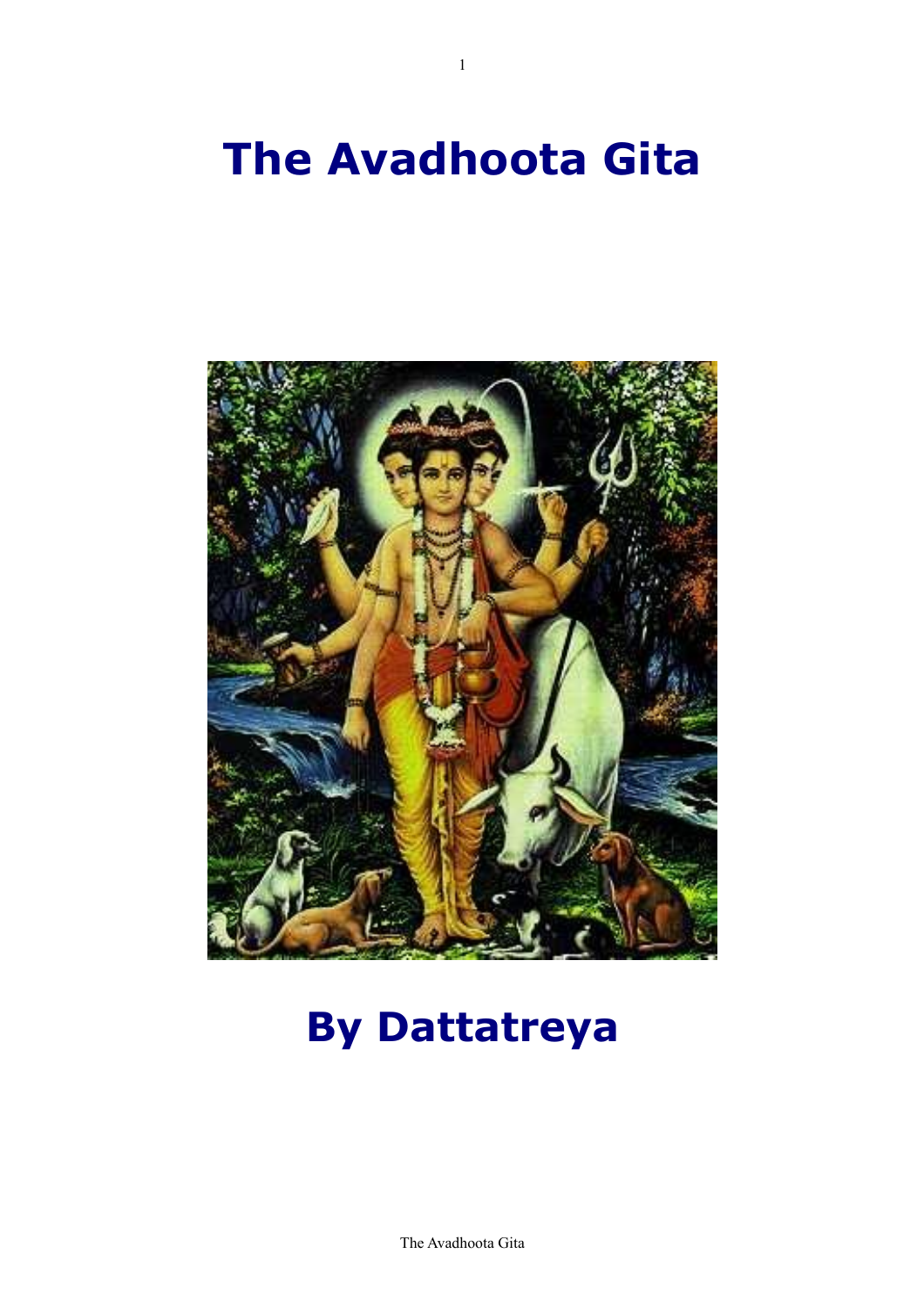# The Avadhoota Gita

# By Dattatreya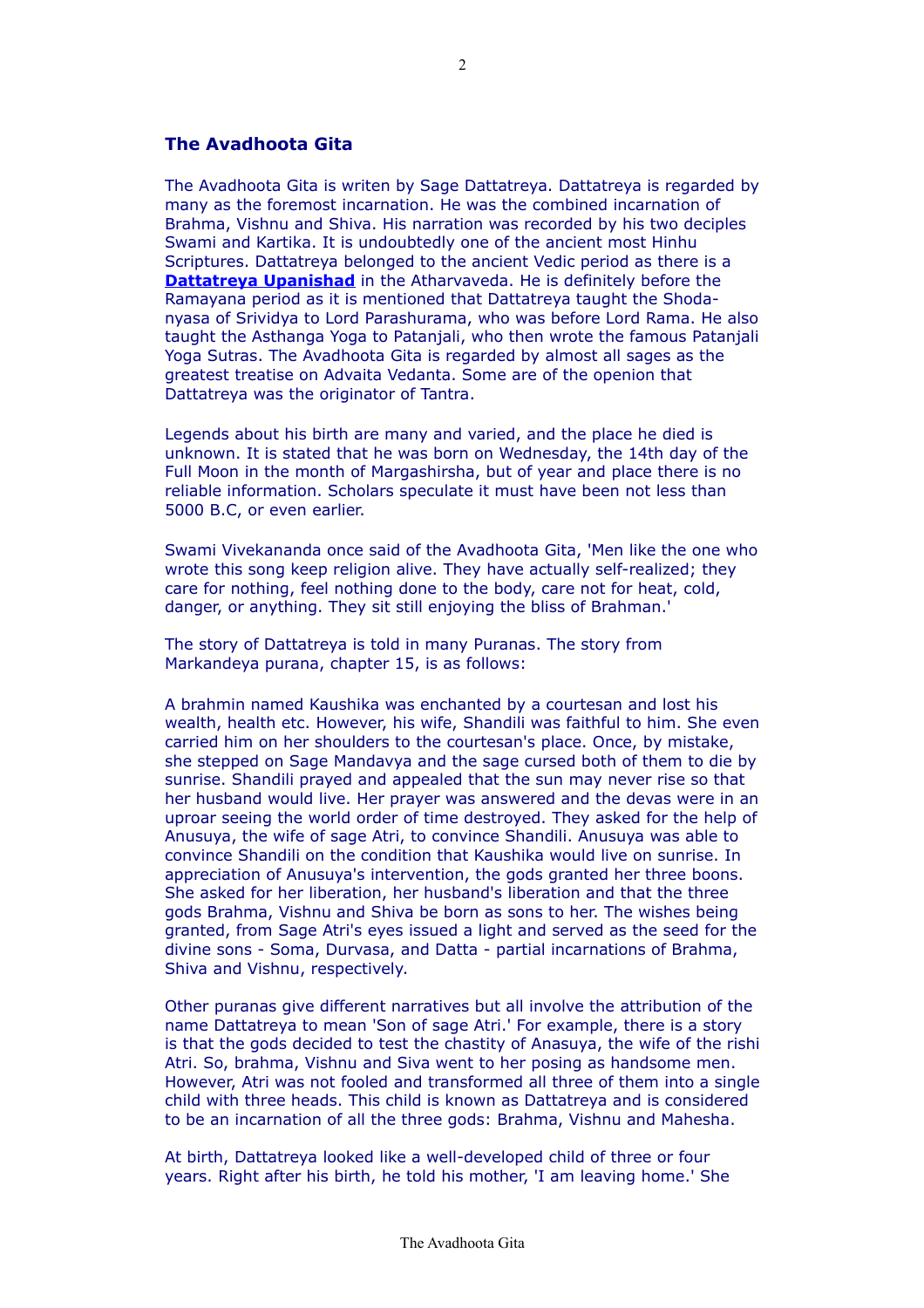## The Avadhoota Gita

The Avadhoota Gita is writen by Sage Dattatreya. Dattatreya is regarded by many as the foremost incarnation. He was the combined incarnation of Brahma, Vishnu and Shiva. His narration was recorded by his two deciples Swami and Kartika. It is undoubtedly one of the ancient most Hinhu Scriptures. Dattatreya belonged to the ancient Vedic period as there is a **Dattatreya Upanishad** in the Atharvaveda. He is definitely before the Ramayana period as it is mentioned that Dattatreya taught the Shoda-nyasa of Srividya to Lord Parashurama, who was before Lord Rama. He also taught the Asthanga Yoga to Patanjali, who then wrote the famous Patanjali Yoga Sutras. The Avadhoota Gita is regarded by almost all sages as the greatest treatise on Advaita Vedanta. Some are of the openion that Dattatreya was the originator of Tantra.

Legends about his birth are many and varied, and the place he died is unknown. It is stated that he was born on Wednesday, the 14th day of the Full Moon in the month of Margashirsha, but of year and place there is no reliable information. Scholars speculate it must have been not less than 5000 B.C, or even earlier.

Swami Vivekananda once said of the Avadhoota Gita, 'Men like the one who wrote this song keep religion alive. They have actually self-realized; they care for nothing, feel nothing done to the body, care not for heat, cold, danger, or anything. They sit still enjoying the bliss of Brahman.'

The story of Dattatreya is told in many Puranas. The story from Markandeya purana, chapter 15, is as follows:

A brahmin named Kaushika was enchanted by a courtesan and lost his wealth, health etc. However, his wife, Shandili was faithful to him. She even carried him on her shoulders to the courtesan's place. Once, by mistake, she stepped on Sage Mandavya and the sage cursed both of them to die by sunrise. Shandili prayed and appealed that the sun may never rise so that her husband would live. Her prayer was answered and the devas were in an uproar seeing the world order of time destroyed. They asked for the help of Anusuya, the wife of sage Atri, to convince Shandili. Anusuya was able to convince Shandili on the condition that Kaushika would live on sunrise. In appreciation of Anusuya's intervention, the gods granted her three boons. She asked for her liberation, her husband's liberation and that the three gods Brahma, Vishnu and Shiva be born as sons to her. The wishes being granted, from Sage Atri's eyes issued a light and served as the seed for the divine sons - Soma, Durvasa, and Datta - partial incarnations of Brahma, Shiva and Vishnu, respectively.

Other puranas give different narratives but all involve the attribution of the name Dattatreya to mean 'Son of sage Atri.' For example, there is a story is that the gods decided to test the chastity of Anasuya, the wife of the rishi Atri. So, brahma, Vishnu and Siva went to her posing as handsome men. However, Atri was not fooled and transformed all three of them into a single child with three heads. This child is known as Dattatreya and is considered to be an incarnation of all the three gods: Brahma, Vishnu and Mahesha.

At birth, Dattatreya looked like a well-developed child of three or four years. Right after his birth, he told his mother, 'I am leaving home.' She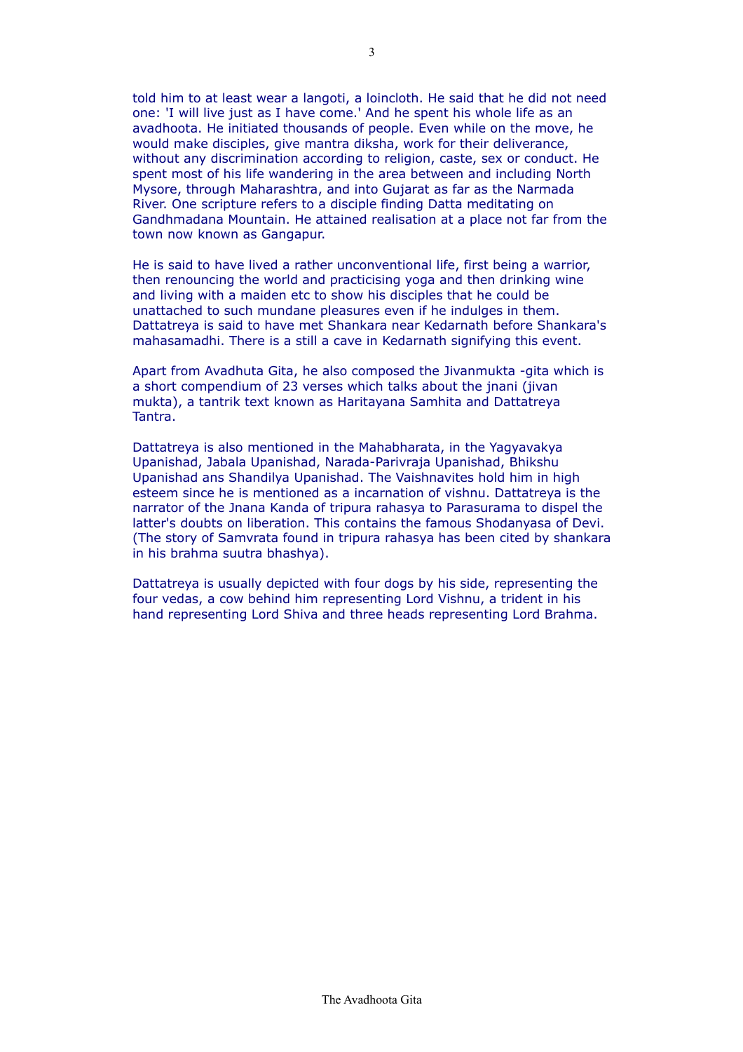told him to at least wear a langoti, a loincloth. He said that he did not need one: 'I will live just as I have come.' And he spent his whole life as an avadhoota. He initiated thousands of people. Even while on the move, he would make disciples, give mantra diksha, work for their deliverance, without any discrimination according to religion, caste, sex or conduct. He spent most of his life wandering in the area between and including North Mysore, through Maharashtra, and into Gujarat as far as the Narmada River. One scripture refers to a disciple finding Datta meditating on Gandhmadana Mountain. He attained realisation at a place not far from the town now known as Gangapur.

He is said to have lived a rather unconventional life, first being a warrior, then renouncing the world and practicising yoga and then drinking wine and living with a maiden etc to show his disciples that he could be unattached to such mundane pleasures even if he indulges in them. Dattatreya is said to have met Shankara near Kedarnath before Shankara's mahasamadhi. There is a still a cave in Kedarnath signifying this event.

Apart from Avadhuta Gita, he also composed the Jivanmukta -gita which is a short compendium of 23 verses which talks about the jnani (jivan mukta), a tantrik text known as Haritayana Samhita and Dattatreya Tantra.

Dattatreya is also mentioned in the Mahabharata, in the Yagyavakya Upanishad, Jabala Upanishad, Narada-Parivraja Upanishad, Bhikshu Upanishad ans Shandilya Upanishad. The Vaishnavites hold him in high esteem since he is mentioned as a incarnation of vishnu. Dattatreya is the narrator of the Jnana Kanda of tripura rahasya to Parasurama to dispel the latter's doubts on liberation. This contains the famous Shodanyasa of Devi. (The story of Samvrata found in tripura rahasya has been cited by shankara in his brahma suutra bhashya).

Dattatreya is usually depicted with four dogs by his side, representing the four vedas, a cow behind him representing Lord Vishnu, a trident in his hand representing Lord Shiva and three heads representing Lord Brahma.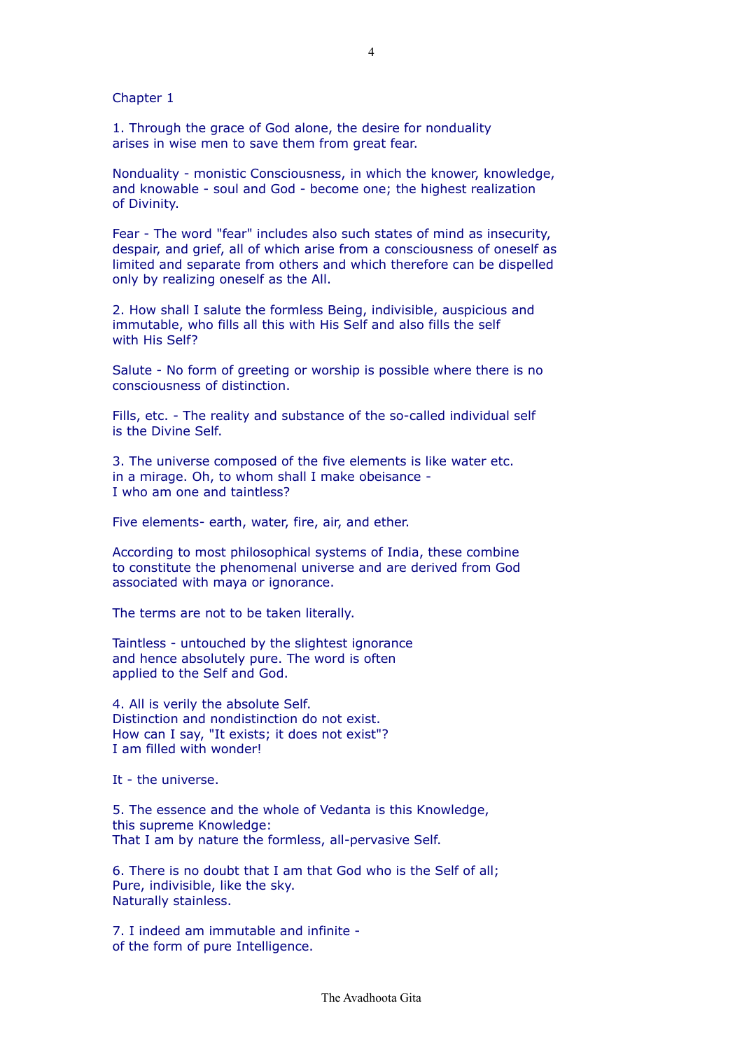## Chapter 1

1. Through the grace of God alone, the desire for nonduality
arises in wise men to save them from great fear.

Nonduality - monistic Consciousness, in which the knower, knowledge,
and knowable - soul and God - become one; the highest realization
of Divinity.

Fear - The word "fear" includes also such states of mind as insecurity,
despair, and grief, all of which arise from a consciousness of oneself as
limited and separate from others and which therefore can be dispelled
only by realizing oneself as the All.

2. How shall I salute the formless Being, indivisible, auspicious and
immutable, who fills all this with His Self and also fills the self
with His Self?

Salute - No form of greeting or worship is possible where there is no
consciousness of distinction.

Fills, etc. - The reality and substance of the so-called individual self
is the Divine Self.

3. The universe composed of the five elements is like water etc.
in a mirage. Oh, to whom shall I make obeisance -
I who am one and taintless?

Five elements- earth, water, fire, air, and ether.

According to most philosophical systems of India, these combine
to constitute the phenomenal universe and are derived from God
associated with maya or ignorance.

The terms are not to be taken literally.

Taintless - untouched by the slightest ignorance
and hence absolutely pure. The word is often
applied to the Self and God.

4. All is verily the absolute Self.
Distinction and nondistinction do not exist.
How can I say, "It exists; it does not exist"?
I am filled with wonder!

It - the universe.

5. The essence and the whole of Vedanta is this Knowledge,
this supreme Knowledge:
That I am by nature the formless, all-pervasive Self.

6. There is no doubt that I am that God who is the Self of all;
Pure, indivisible, like the sky.
Naturally stainless.

7. I indeed am immutable and infinite -
of the form of pure Intelligence.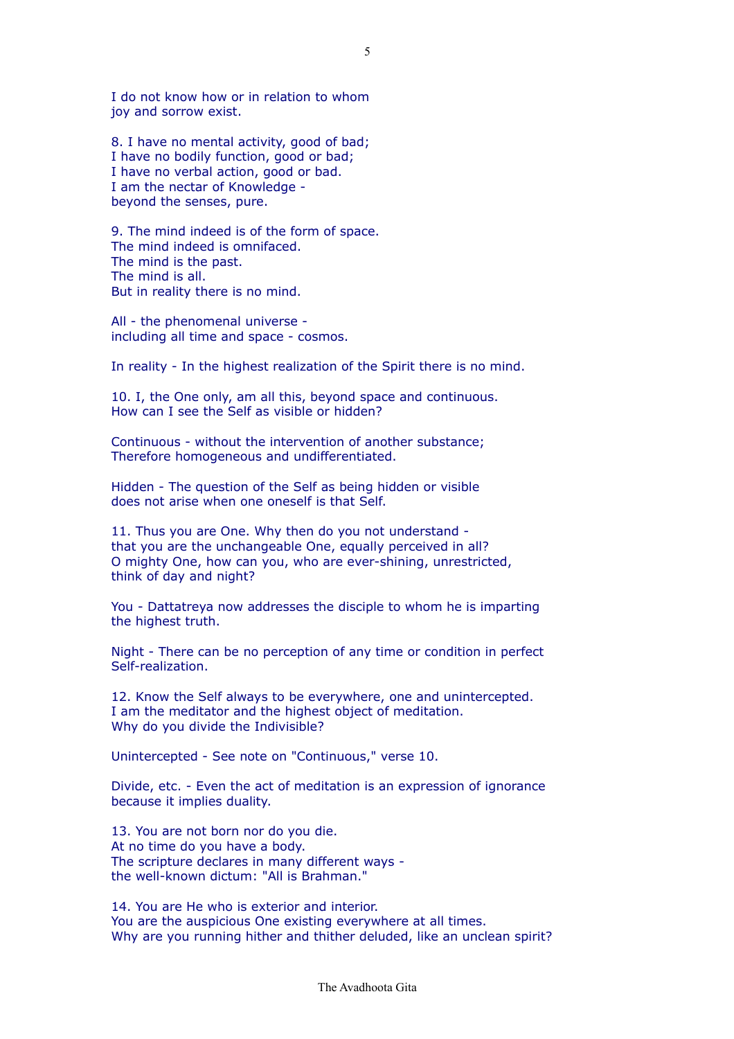I do not know how or in relation to whom
joy and sorrow exist.

8. I have no mental activity, good of bad;
I have no bodily function, good or bad;
I have no verbal action, good or bad.
I am the nectar of Knowledge -
beyond the senses, pure.

9. The mind indeed is of the form of space.
The mind indeed is omnifaced.
The mind is the past.
The mind is all.
But in reality there is no mind.

All - the phenomenal universe -
including all time and space - cosmos.

In reality - In the highest realization of the Spirit there is no mind.

10. I, the One only, am all this, beyond space and continuous.
How can I see the Self as visible or hidden?

Continuous - without the intervention of another substance;
Therefore homogeneous and undifferentiated.

Hidden - The question of the Self as being hidden or visible
does not arise when one oneself is that Self.

11. Thus you are One. Why then do you not understand -
that you are the unchangeable One, equally perceived in all?
O mighty One, how can you, who are ever-shining, unrestricted,
think of day and night?

You - Dattatreya now addresses the disciple to whom he is imparting
the highest truth.

Night - There can be no perception of any time or condition in perfect
Self-realization.

12. Know the Self always to be everywhere, one and unintercepted.
I am the meditator and the highest object of meditation.
Why do you divide the Indivisible?

Unintercepted - See note on "Continuous," verse 10.

Divide, etc. - Even the act of meditation is an expression of ignorance
because it implies duality.

13. You are not born nor do you die.
At no time do you have a body.
The scripture declares in many different ways -
the well-known dictum: "All is Brahman."

14. You are He who is exterior and interior.
You are the auspicious One existing everywhere at all times.
Why are you running hither and thither deluded, like an unclean spirit?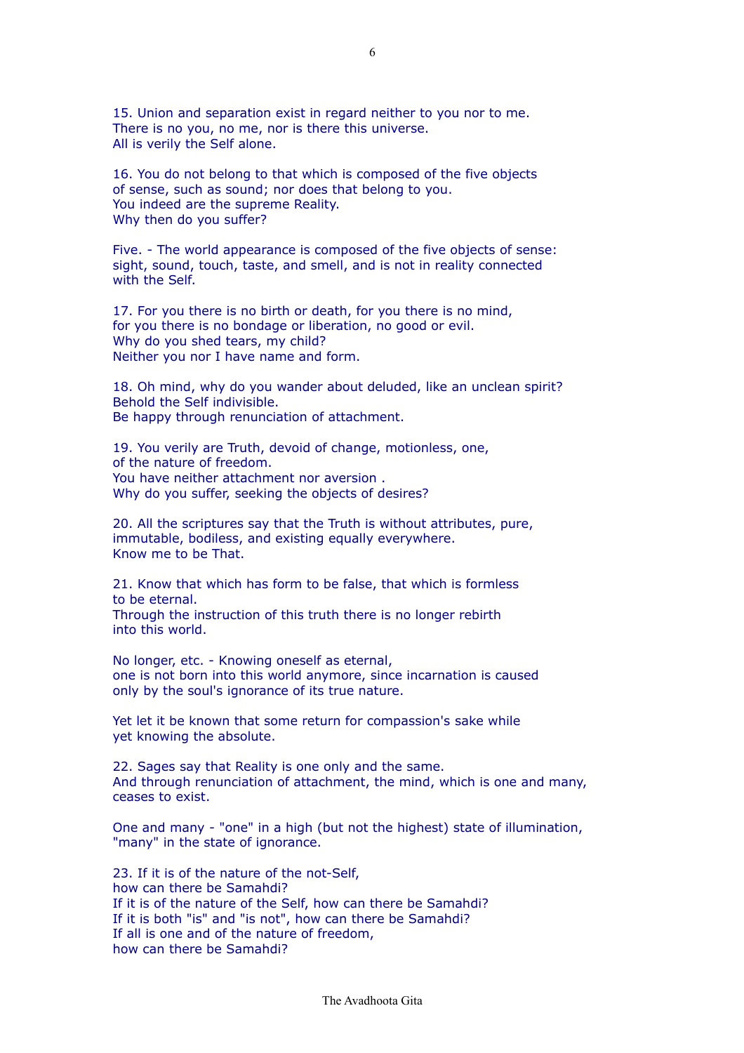15. Union and separation exist in regard neither to you nor to me.
There is no you, no me, nor is there this universe.
All is verily the Self alone.

16. You do not belong to that which is composed of the five objects
of sense, such as sound; nor does that belong to you.
You indeed are the supreme Reality.
Why then do you suffer?

Five. - The world appearance is composed of the five objects of sense:
sight, sound, touch, taste, and smell, and is not in reality connected
with the Self.

17. For you there is no birth or death, for you there is no mind,
for you there is no bondage or liberation, no good or evil.
Why do you shed tears, my child?
Neither you nor I have name and form.

18. Oh mind, why do you wander about deluded, like an unclean spirit?
Behold the Self indivisible.
Be happy through renunciation of attachment.

19. You verily are Truth, devoid of change, motionless, one,
of the nature of freedom.
You have neither attachment nor aversion .
Why do you suffer, seeking the objects of desires?

20. All the scriptures say that the Truth is without attributes, pure,
immutable, bodiless, and existing equally everywhere.
Know me to be That.

21. Know that which has form to be false, that which is formless
to be eternal.
Through the instruction of this truth there is no longer rebirth
into this world.

No longer, etc. - Knowing oneself as eternal,
one is not born into this world anymore, since incarnation is caused
only by the soul's ignorance of its true nature.

Yet let it be known that some return for compassion's sake while
yet knowing the absolute.

22. Sages say that Reality is one only and the same.
And through renunciation of attachment, the mind, which is one and many,
ceases to exist.

One and many - "one" in a high (but not the highest) state of illumination,
"many" in the state of ignorance.

23. If it is of the nature of the not-Self,
how can there be Samahdi?
If it is of the nature of the Self, how can there be Samahdi?
If it is both "is" and "is not", how can there be Samahdi?
If all is one and of the nature of freedom,
how can there be Samahdi?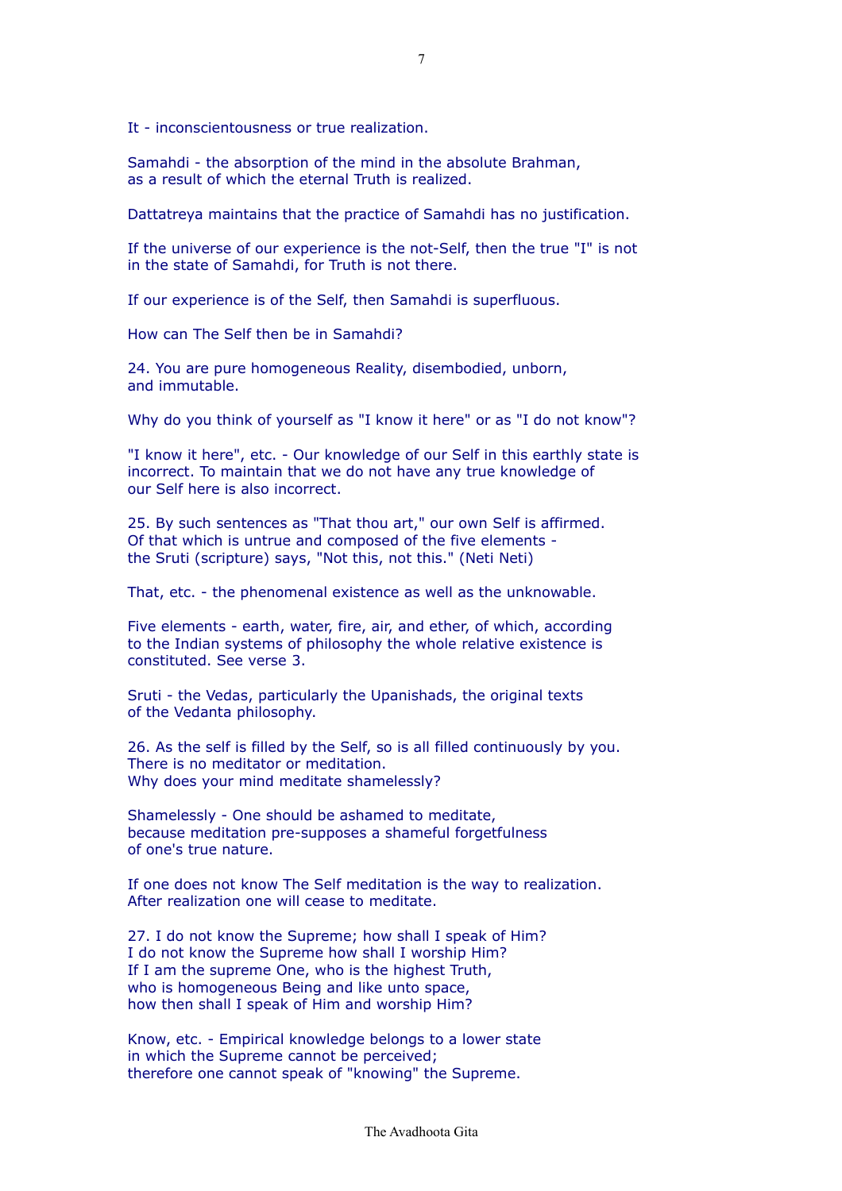It - inconscientousness or true realization.

Samahdi - the absorption of the mind in the absolute Brahman,
as a result of which the eternal Truth is realized.

Dattatreya maintains that the practice of Samahdi has no justification.

If the universe of our experience is the not-Self, then the true "I" is not
in the state of Samahdi, for Truth is not there.

If our experience is of the Self, then Samahdi is superfluous.

How can The Self then be in Samahdi?

24. You are pure homogeneous Reality, disembodied, unborn,
and immutable.

Why do you think of yourself as "I know it here" or as "I do not know"?

"I know it here", etc. - Our knowledge of our Self in this earthly state is
incorrect. To maintain that we do not have any true knowledge of
our Self here is also incorrect.

25. By such sentences as "That thou art," our own Self is affirmed.
Of that which is untrue and composed of the five elements -
the Sruti (scripture) says, "Not this, not this." (Neti Neti)

That, etc. - the phenomenal existence as well as the unknowable.

Five elements - earth, water, fire, air, and ether, of which, according
to the Indian systems of philosophy the whole relative existence is
constituted. See verse 3.

Sruti - the Vedas, particularly the Upanishads, the original texts
of the Vedanta philosophy.

26. As the self is filled by the Self, so is all filled continuously by you.
There is no meditator or meditation.
Why does your mind meditate shamelessly?

Shamelessly - One should be ashamed to meditate,
because meditation pre-supposes a shameful forgetfulness
of one's true nature.

If one does not know The Self meditation is the way to realization.
After realization one will cease to meditate.

27. I do not know the Supreme; how shall I speak of Him?
I do not know the Supreme how shall I worship Him?
If I am the supreme One, who is the highest Truth,
who is homogeneous Being and like unto space,
how then shall I speak of Him and worship Him?

Know, etc. - Empirical knowledge belongs to a lower state
in which the Supreme cannot be perceived;
therefore one cannot speak of "knowing" the Supreme.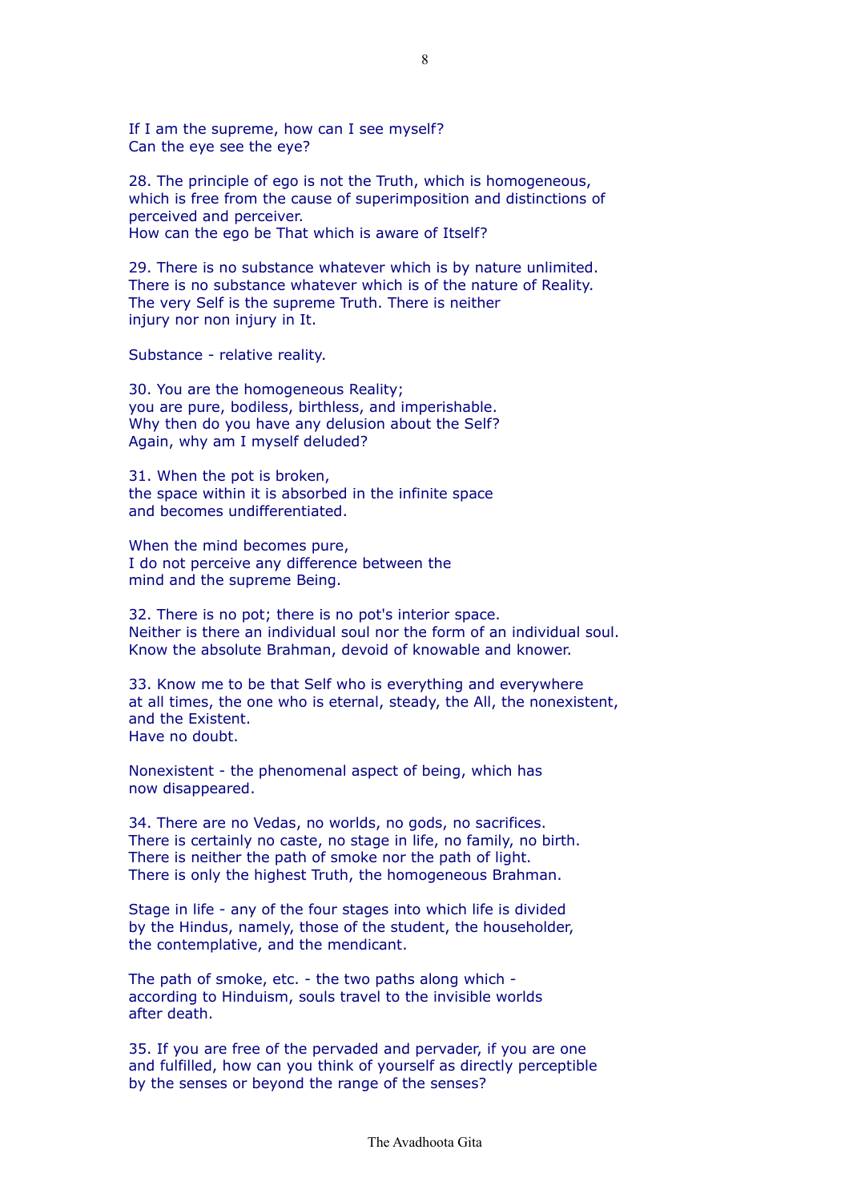If I am the supreme, how can I see myself?
Can the eye see the eye?

28. The principle of ego is not the Truth, which is homogeneous, which is free from the cause of superimposition and distinctions of perceived and perceiver.
How can the ego be That which is aware of Itself?

29. There is no substance whatever which is by nature unlimited.
There is no substance whatever which is of the nature of Reality.
The very Self is the supreme Truth. There is neither injury nor non injury in It.

Substance - relative reality.

30. You are the homogeneous Reality;
you are pure, bodiless, birthless, and imperishable.
Why then do you have any delusion about the Self?
Again, why am I myself deluded?

31. When the pot is broken,
the space within it is absorbed in the infinite space
and becomes undifferentiated.

When the mind becomes pure,
I do not perceive any difference between the
mind and the supreme Being.

32. There is no pot; there is no pot's interior space.
Neither is there an individual soul nor the form of an individual soul.
Know the absolute Brahman, devoid of knowable and knower.

33. Know me to be that Self who is everything and everywhere
at all times, the one who is eternal, steady, the All, the nonexistent,
and the Existent.
Have no doubt.

Nonexistent - the phenomenal aspect of being, which has
now disappeared.

34. There are no Vedas, no worlds, no gods, no sacrifices.
There is certainly no caste, no stage in life, no family, no birth.
There is neither the path of smoke nor the path of light.
There is only the highest Truth, the homogeneous Brahman.

Stage in life - any of the four stages into which life is divided
by the Hindus, namely, those of the student, the householder,
the contemplative, and the mendicant.

The path of smoke, etc. - the two paths along which -
according to Hinduism, souls travel to the invisible worlds
after death.

35. If you are free of the pervaded and pervader, if you are one
and fulfilled, how can you think of yourself as directly perceptible
by the senses or beyond the range of the senses?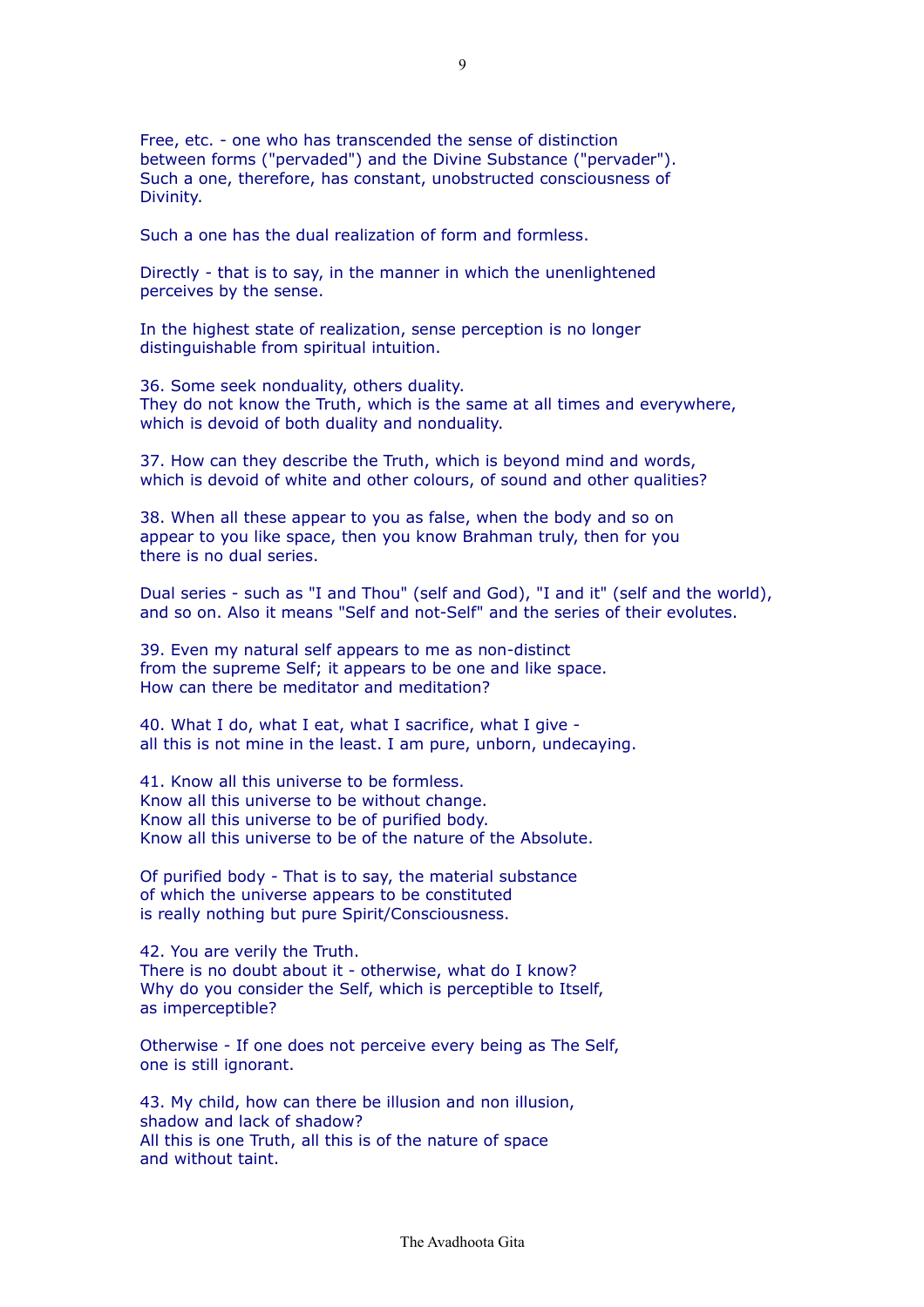Free, etc. - one who has transcended the sense of distinction
between forms ("pervaded") and the Divine Substance ("pervader").
Such a one, therefore, has constant, unobstructed consciousness of
Divinity.

Such a one has the dual realization of form and formless.

Directly - that is to say, in the manner in which the unenlightened
perceives by the sense.

In the highest state of realization, sense perception is no longer
distinguishable from spiritual intuition.

36. Some seek nonduality, others duality.
They do not know the Truth, which is the same at all times and everywhere,
which is devoid of both duality and nonduality.

37. How can they describe the Truth, which is beyond mind and words,
which is devoid of white and other colours, of sound and other qualities?

38. When all these appear to you as false, when the body and so on
appear to you like space, then you know Brahman truly, then for you
there is no dual series.

Dual series - such as "I and Thou" (self and God), "I and it" (self and the world),
and so on. Also it means "Self and not-Self" and the series of their evolutes.

39. Even my natural self appears to me as non-distinct
from the supreme Self; it appears to be one and like space.
How can there be meditator and meditation?

40. What I do, what I eat, what I sacrifice, what I give -
all this is not mine in the least. I am pure, unborn, undecaying.

41. Know all this universe to be formless.
Know all this universe to be without change.
Know all this universe to be of purified body.
Know all this universe to be of the nature of the Absolute.

Of purified body - That is to say, the material substance
of which the universe appears to be constituted
is really nothing but pure Spirit/Consciousness.

42. You are verily the Truth.
There is no doubt about it - otherwise, what do I know?
Why do you consider the Self, which is perceptible to Itself,
as imperceptible?

Otherwise - If one does not perceive every being as The Self,
one is still ignorant.

43. My child, how can there be illusion and non illusion,
shadow and lack of shadow?
All this is one Truth, all this is of the nature of space
and without taint.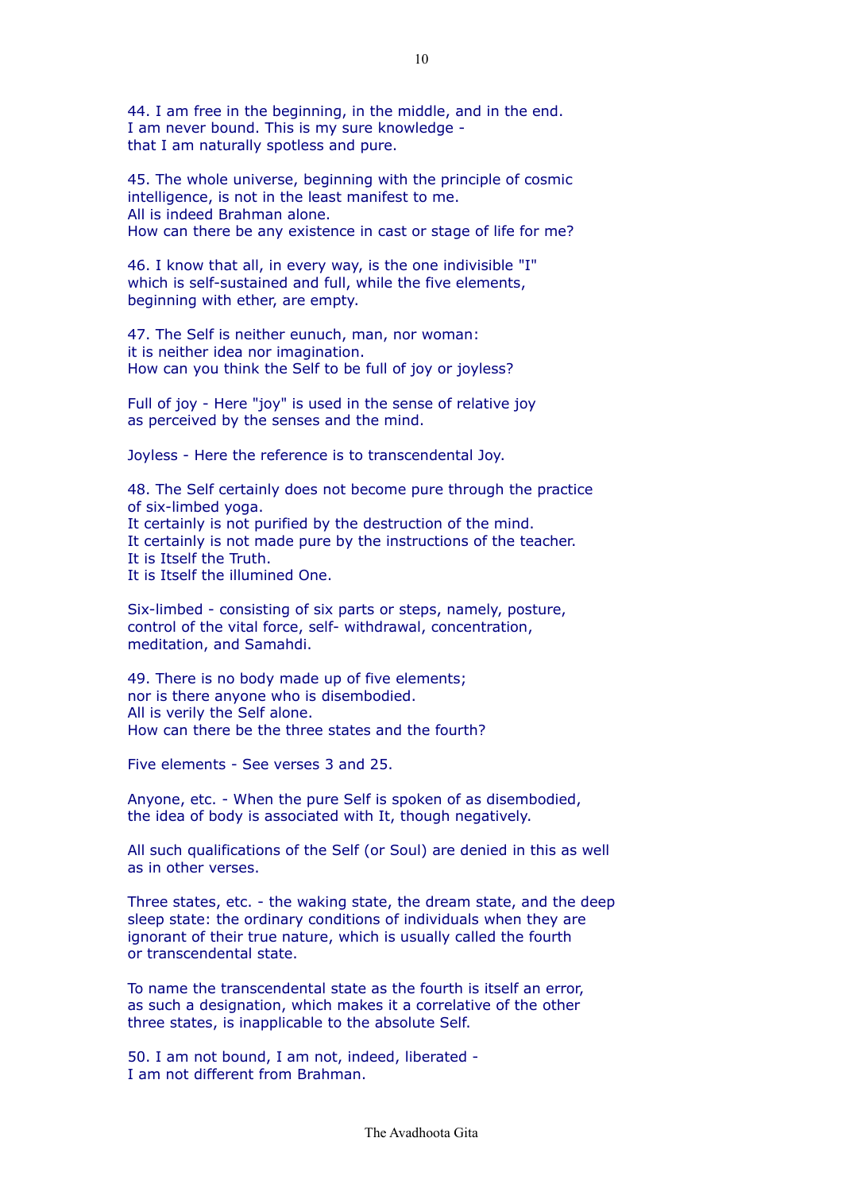44. I am free in the beginning, in the middle, and in the end.
I am never bound. This is my sure knowledge -
that I am naturally spotless and pure.

45. The whole universe, beginning with the principle of cosmic
intelligence, is not in the least manifest to me.
All is indeed Brahman alone.
How can there be any existence in cast or stage of life for me?

46. I know that all, in every way, is the one indivisible "I"
which is self-sustained and full, while the five elements,
beginning with ether, are empty.

47. The Self is neither eunuch, man, nor woman:
it is neither idea nor imagination.
How can you think the Self to be full of joy or joyless?

Full of joy - Here "joy" is used in the sense of relative joy
as perceived by the senses and the mind.

Joyless - Here the reference is to transcendental Joy.

48. The Self certainly does not become pure through the practice
of six-limbed yoga.
It certainly is not purified by the destruction of the mind.
It certainly is not made pure by the instructions of the teacher.
It is Itself the Truth.
It is Itself the illumined One.

Six-limbed - consisting of six parts or steps, namely, posture,
control of the vital force, self- withdrawal, concentration,
meditation, and Samahdi.

49. There is no body made up of five elements;
nor is there anyone who is disembodied.
All is verily the Self alone.
How can there be the three states and the fourth?

Five elements - See verses 3 and 25.

Anyone, etc. - When the pure Self is spoken of as disembodied,
the idea of body is associated with It, though negatively.

All such qualifications of the Self (or Soul) are denied in this as well
as in other verses.

Three states, etc. - the waking state, the dream state, and the deep
sleep state: the ordinary conditions of individuals when they are
ignorant of their true nature, which is usually called the fourth
or transcendental state.

To name the transcendental state as the fourth is itself an error,
as such a designation, which makes it a correlative of the other
three states, is inapplicable to the absolute Self.

50. I am not bound, I am not, indeed, liberated -
I am not different from Brahman.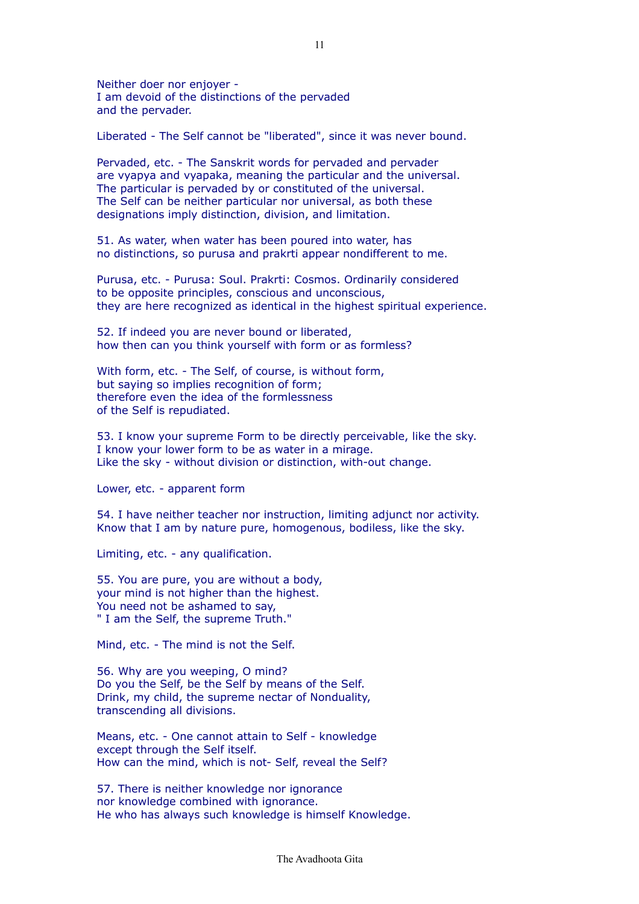Neither doer nor enjoyer -
I am devoid of the distinctions of the pervaded
and the pervader.

Liberated - The Self cannot be "liberated", since it was never bound.

Pervaded, etc. - The Sanskrit words for pervaded and pervader
are vyapya and vyapaka, meaning the particular and the universal.
The particular is pervaded by or constituted of the universal.
The Self can be neither particular nor universal, as both these
designations imply distinction, division, and limitation.

51. As water, when water has been poured into water, has
no distinctions, so purusa and prakrti appear nondifferent to me.

Purusa, etc. - Purusa: Soul. Prakrti: Cosmos. Ordinarily considered
to be opposite principles, conscious and unconscious,
they are here recognized as identical in the highest spiritual experience.

52. If indeed you are never bound or liberated,
how then can you think yourself with form or as formless?

With form, etc. - The Self, of course, is without form,
but saying so implies recognition of form;
therefore even the idea of the formlessness
of the Self is repudiated.

53. I know your supreme Form to be directly perceivable, like the sky.
I know your lower form to be as water in a mirage.
Like the sky - without division or distinction, with-out change.

Lower, etc. - apparent form

54. I have neither teacher nor instruction, limiting adjunct nor activity.
Know that I am by nature pure, homogenous, bodiless, like the sky.

Limiting, etc. - any qualification.

55. You are pure, you are without a body,
your mind is not higher than the highest.
You need not be ashamed to say,
" I am the Self, the supreme Truth."

Mind, etc. - The mind is not the Self.

56. Why are you weeping, O mind?
Do you the Self, be the Self by means of the Self.
Drink, my child, the supreme nectar of Nonduality,
transcending all divisions.

Means, etc. - One cannot attain to Self - knowledge
except through the Self itself.
How can the mind, which is not- Self, reveal the Self?

57. There is neither knowledge nor ignorance
nor knowledge combined with ignorance.
He who has always such knowledge is himself Knowledge.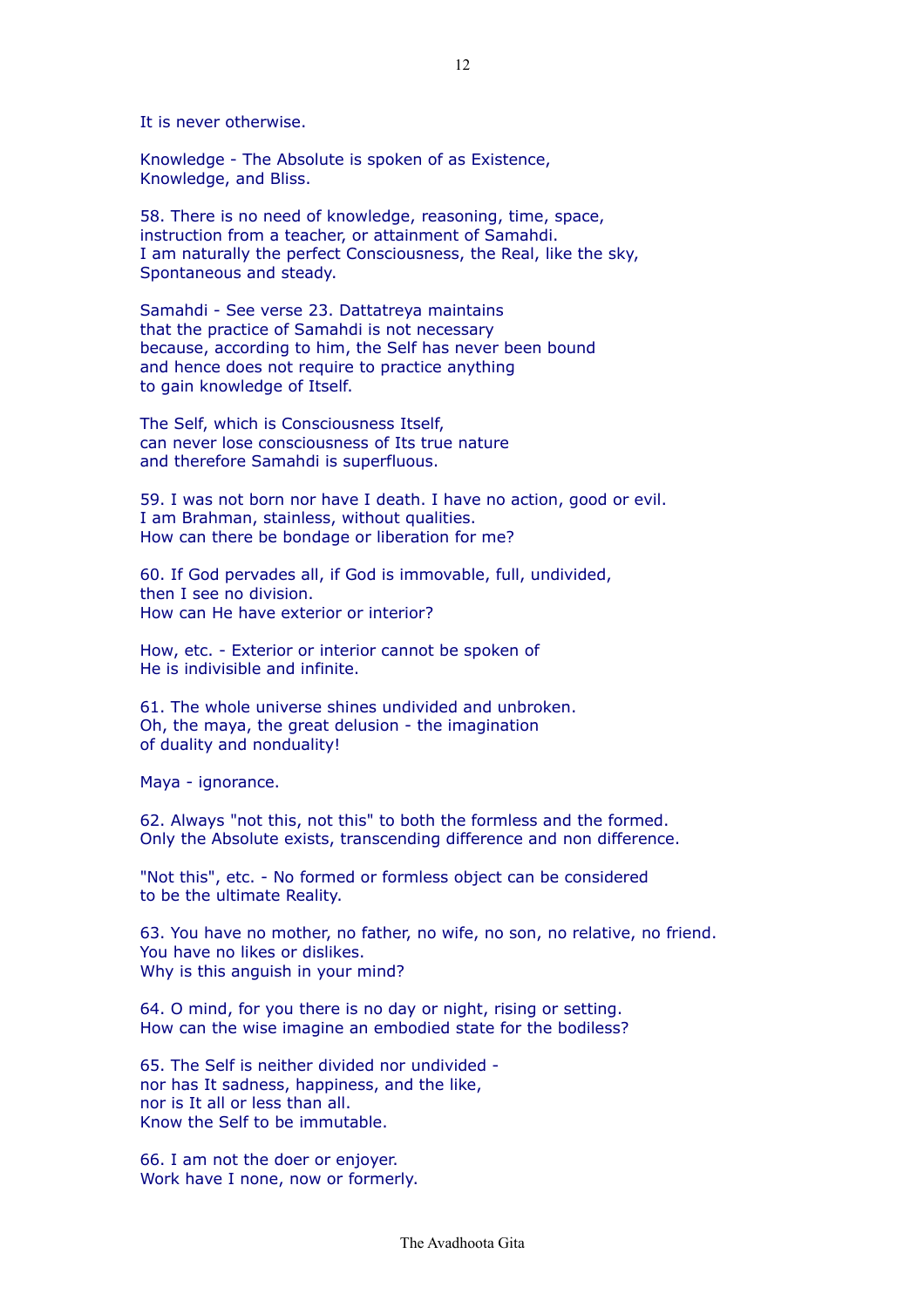It is never otherwise.

Knowledge - The Absolute is spoken of as Existence,
Knowledge, and Bliss.

58. There is no need of knowledge, reasoning, time, space,
instruction from a teacher, or attainment of Samahdi.
I am naturally the perfect Consciousness, the Real, like the sky,
Spontaneous and steady.

Samahdi - See verse 23. Dattatreya maintains
that the practice of Samahdi is not necessary
because, according to him, the Self has never been bound
and hence does not require to practice anything
to gain knowledge of Itself.

The Self, which is Consciousness Itself,
can never lose consciousness of Its true nature
and therefore Samahdi is superfluous.

59. I was not born nor have I death. I have no action, good or evil.
I am Brahman, stainless, without qualities.
How can there be bondage or liberation for me?

60. If God pervades all, if God is immovable, full, undivided,
then I see no division.
How can He have exterior or interior?

How, etc. - Exterior or interior cannot be spoken of
He is indivisible and infinite.

61. The whole universe shines undivided and unbroken.
Oh, the maya, the great delusion - the imagination
of duality and nonduality!

Maya - ignorance.

62. Always "not this, not this" to both the formless and the formed.
Only the Absolute exists, transcending difference and non difference.

"Not this", etc. - No formed or formless object can be considered
to be the ultimate Reality.

63. You have no mother, no father, no wife, no son, no relative, no friend.
You have no likes or dislikes.
Why is this anguish in your mind?

64. O mind, for you there is no day or night, rising or setting.
How can the wise imagine an embodied state for the bodiless?

65. The Self is neither divided nor undivided -
nor has It sadness, happiness, and the like,
nor is It all or less than all.
Know the Self to be immutable.

66. I am not the doer or enjoyer.
Work have I none, now or formerly.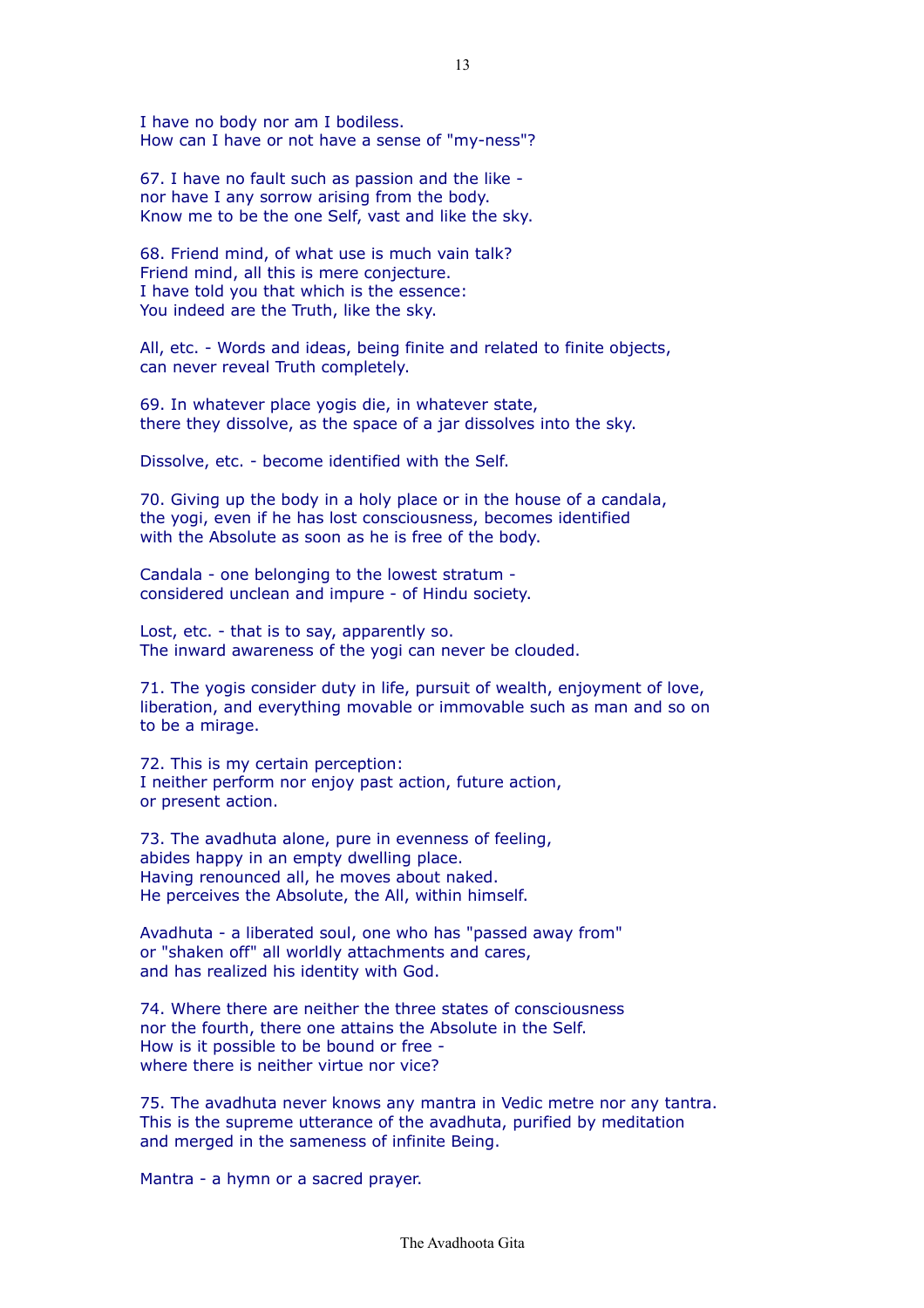I have no body nor am I bodiless.
How can I have or not have a sense of "my-ness"?

67. I have no fault such as passion and the like -
nor have I any sorrow arising from the body.
Know me to be the one Self, vast and like the sky.

68. Friend mind, of what use is much vain talk?
Friend mind, all this is mere conjecture.
I have told you that which is the essence:
You indeed are the Truth, like the sky.

All, etc. - Words and ideas, being finite and related to finite objects,
can never reveal Truth completely.

69. In whatever place yogis die, in whatever state,
there they dissolve, as the space of a jar dissolves into the sky.

Dissolve, etc. - become identified with the Self.

70. Giving up the body in a holy place or in the house of a candala,
the yogi, even if he has lost consciousness, becomes identified
with the Absolute as soon as he is free of the body.

Candala - one belonging to the lowest stratum -
considered unclean and impure - of Hindu society.

Lost, etc. - that is to say, apparently so.
The inward awareness of the yogi can never be clouded.

71. The yogis consider duty in life, pursuit of wealth, enjoyment of love,
liberation, and everything movable or immovable such as man and so on
to be a mirage.

72. This is my certain perception:
I neither perform nor enjoy past action, future action,
or present action.

73. The avadhuta alone, pure in evenness of feeling,
abides happy in an empty dwelling place.
Having renounced all, he moves about naked.
He perceives the Absolute, the All, within himself.

Avadhuta - a liberated soul, one who has "passed away from"
or "shaken off" all worldly attachments and cares,
and has realized his identity with God.

74. Where there are neither the three states of consciousness
nor the fourth, there one attains the Absolute in the Self.
How is it possible to be bound or free -
where there is neither virtue nor vice?

75. The avadhuta never knows any mantra in Vedic metre nor any tantra.
This is the supreme utterance of the avadhuta, purified by meditation
and merged in the sameness of infinite Being.

Mantra - a hymn or a sacred prayer.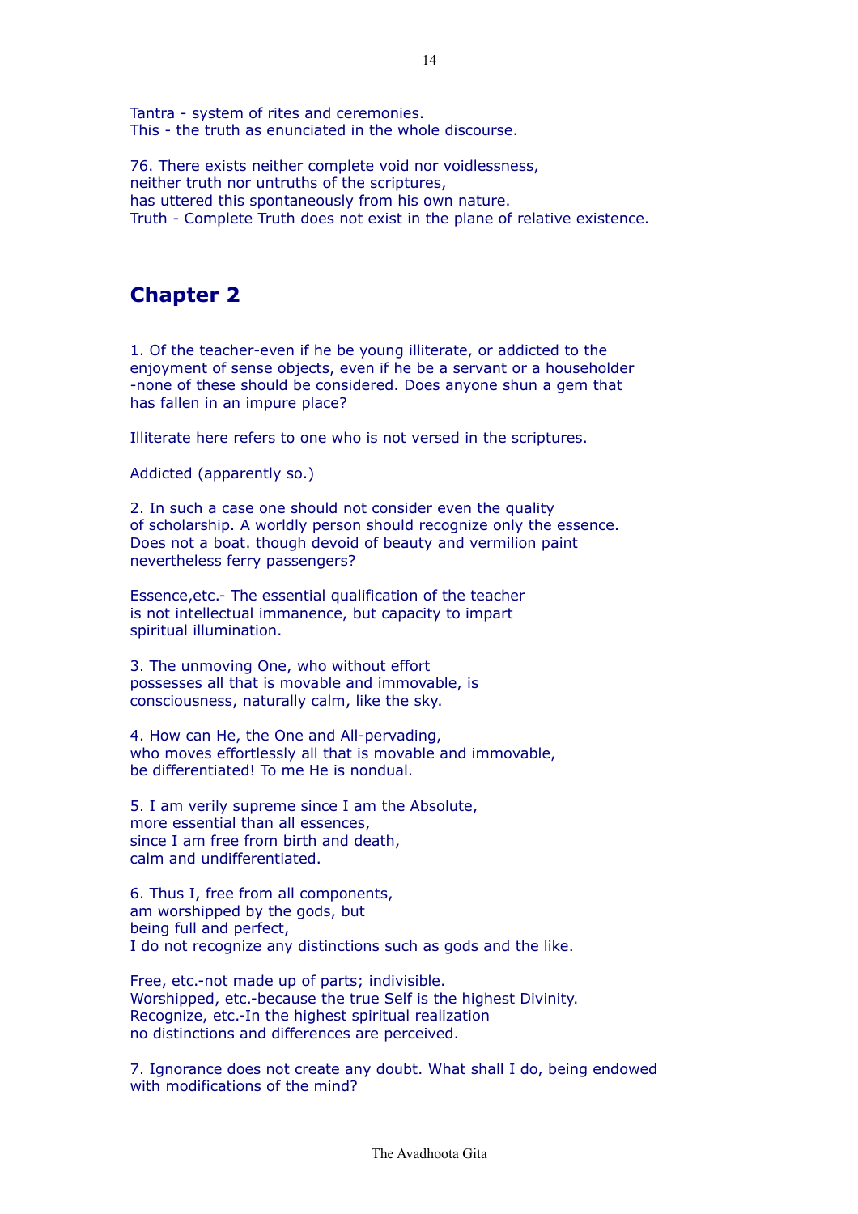Tantra - system of rites and ceremonies.
This - the truth as enunciated in the whole discourse.

76. There exists neither complete void nor voidlessness,
neither truth nor untruths of the scriptures,
has uttered this spontaneously from his own nature.
Truth - Complete Truth does not exist in the plane of relative existence.

## Chapter 2

1. Of the teacher-even if he be young illiterate, or addicted to the enjoyment of sense objects, even if he be a servant or a householder -none of these should be considered. Does anyone shun a gem that has fallen in an impure place?

Illiterate here refers to one who is not versed in the scriptures.

Addicted (apparently so.)

2. In such a case one should not consider even the quality of scholarship. A worldly person should recognize only the essence. Does not a boat. though devoid of beauty and vermilion paint nevertheless ferry passengers?

Essence,etc.- The essential qualification of the teacher is not intellectual immanence, but capacity to impart spiritual illumination.

3. The unmoving One, who without effort
possesses all that is movable and immovable, is
consciousness, naturally calm, like the sky.

4. How can He, the One and All-pervading,
who moves effortlessly all that is movable and immovable,
be differentiated! To me He is nondual.

5. I am verily supreme since I am the Absolute,
more essential than all essences,
since I am free from birth and death,
calm and undifferentiated.

6. Thus I, free from all components,
am worshipped by the gods, but
being full and perfect,
I do not recognize any distinctions such as gods and the like.

Free, etc.-not made up of parts; indivisible.
Worshipped, etc.-because the true Self is the highest Divinity.
Recognize, etc.-In the highest spiritual realization
no distinctions and differences are perceived.

7. Ignorance does not create any doubt. What shall I do, being endowed with modifications of the mind?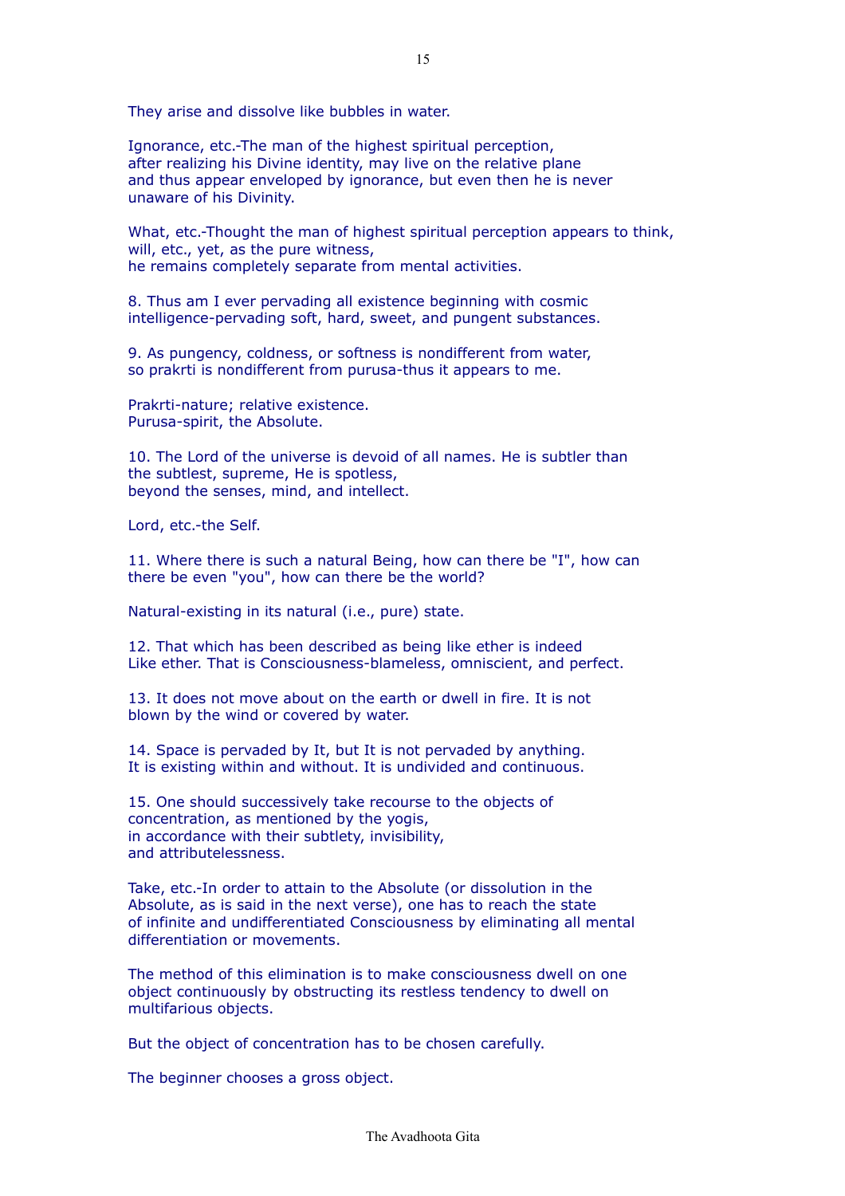They arise and dissolve like bubbles in water.

Ignorance, etc.-The man of the highest spiritual perception,
after realizing his Divine identity, may live on the relative plane
and thus appear enveloped by ignorance, but even then he is never
unaware of his Divinity.

What, etc.-Thought the man of highest spiritual perception appears to think,
will, etc., yet, as the pure witness,
he remains completely separate from mental activities.

8. Thus am I ever pervading all existence beginning with cosmic
intelligence-pervading soft, hard, sweet, and pungent substances.

9. As pungency, coldness, or softness is nondifferent from water,
so prakrti is nondifferent from purusa-thus it appears to me.

Prakrti-nature; relative existence.
Purusa-spirit, the Absolute.

10. The Lord of the universe is devoid of all names. He is subtler than
the subtlest, supreme, He is spotless,
beyond the senses, mind, and intellect.

Lord, etc.-the Self.

11. Where there is such a natural Being, how can there be "I", how can
there be even "you", how can there be the world?

Natural-existing in its natural (i.e., pure) state.

12. That which has been described as being like ether is indeed
Like ether. That is Consciousness-blameless, omniscient, and perfect.

13. It does not move about on the earth or dwell in fire. It is not
blown by the wind or covered by water.

14. Space is pervaded by It, but It is not pervaded by anything.
It is existing within and without. It is undivided and continuous.

15. One should successively take recourse to the objects of
concentration, as mentioned by the yogis,
in accordance with their subtlety, invisibility,
and attributelessness.

Take, etc.-In order to attain to the Absolute (or dissolution in the
Absolute, as is said in the next verse), one has to reach the state
of infinite and undifferentiated Consciousness by eliminating all mental
differentiation or movements.

The method of this elimination is to make consciousness dwell on one
object continuously by obstructing its restless tendency to dwell on
multifarious objects.

But the object of concentration has to be chosen carefully.

The beginner chooses a gross object.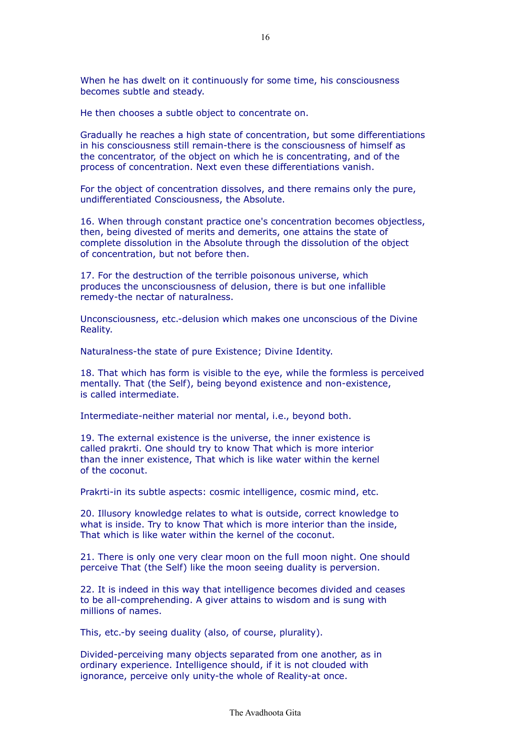When he has dwelt on it continuously for some time, his consciousness becomes subtle and steady.

He then chooses a subtle object to concentrate on.

Gradually he reaches a high state of concentration, but some differentiations in his consciousness still remain-there is the consciousness of himself as the concentrator, of the object on which he is concentrating, and of the process of concentration. Next even these differentiations vanish.

For the object of concentration dissolves, and there remains only the pure, undifferentiated Consciousness, the Absolute.

16. When through constant practice one's concentration becomes objectless, then, being divested of merits and demerits, one attains the state of complete dissolution in the Absolute through the dissolution of the object of concentration, but not before then.

17. For the destruction of the terrible poisonous universe, which produces the unconsciousness of delusion, there is but one infallible remedy-the nectar of naturalness.

Unconsciousness, etc.-delusion which makes one unconscious of the Divine Reality.

Naturalness-the state of pure Existence; Divine Identity.

18. That which has form is visible to the eye, while the formless is perceived mentally. That (the Self), being beyond existence and non-existence, is called intermediate.

Intermediate-neither material nor mental, i.e., beyond both.

19. The external existence is the universe, the inner existence is called prakrti. One should try to know That which is more interior than the inner existence, That which is like water within the kernel of the coconut.

Prakrti-in its subtle aspects: cosmic intelligence, cosmic mind, etc.

20. Illusory knowledge relates to what is outside, correct knowledge to what is inside. Try to know That which is more interior than the inside, That which is like water within the kernel of the coconut.

21. There is only one very clear moon on the full moon night. One should perceive That (the Self) like the moon seeing duality is perversion.

22. It is indeed in this way that intelligence becomes divided and ceases to be all-comprehending. A giver attains to wisdom and is sung with millions of names.

This, etc.-by seeing duality (also, of course, plurality).

Divided-perceiving many objects separated from one another, as in ordinary experience. Intelligence should, if it is not clouded with ignorance, perceive only unity-the whole of Reality-at once.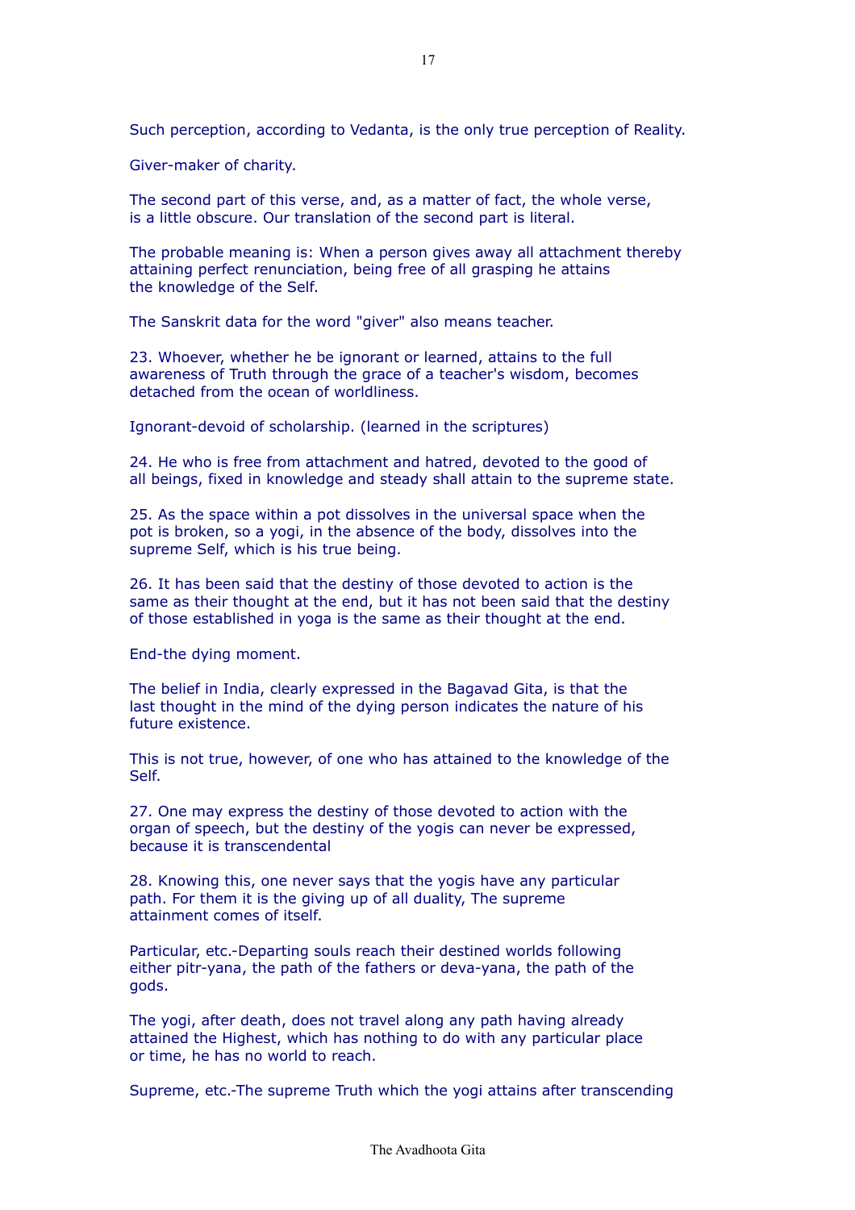Such perception, according to Vedanta, is the only true perception of Reality.

Giver-maker of charity.

The second part of this verse, and, as a matter of fact, the whole verse, is a little obscure. Our translation of the second part is literal.

The probable meaning is: When a person gives away all attachment thereby attaining perfect renunciation, being free of all grasping he attains the knowledge of the Self.

The Sanskrit data for the word "giver" also means teacher.

23. Whoever, whether he be ignorant or learned, attains to the full awareness of Truth through the grace of a teacher's wisdom, becomes detached from the ocean of worldliness.

Ignorant-devoid of scholarship. (learned in the scriptures)

24. He who is free from attachment and hatred, devoted to the good of all beings, fixed in knowledge and steady shall attain to the supreme state.

25. As the space within a pot dissolves in the universal space when the pot is broken, so a yogi, in the absence of the body, dissolves into the supreme Self, which is his true being.

26. It has been said that the destiny of those devoted to action is the same as their thought at the end, but it has not been said that the destiny of those established in yoga is the same as their thought at the end.

End-the dying moment.

The belief in India, clearly expressed in the Bagavad Gita, is that the last thought in the mind of the dying person indicates the nature of his future existence.

This is not true, however, of one who has attained to the knowledge of the Self.

27. One may express the destiny of those devoted to action with the organ of speech, but the destiny of the yogis can never be expressed, because it is transcendental

28. Knowing this, one never says that the yogis have any particular path. For them it is the giving up of all duality, The supreme attainment comes of itself.

Particular, etc.-Departing souls reach their destined worlds following either pitr-yana, the path of the fathers or deva-yana, the path of the gods.

The yogi, after death, does not travel along any path having already attained the Highest, which has nothing to do with any particular place or time, he has no world to reach.

Supreme, etc.-The supreme Truth which the yogi attains after transcending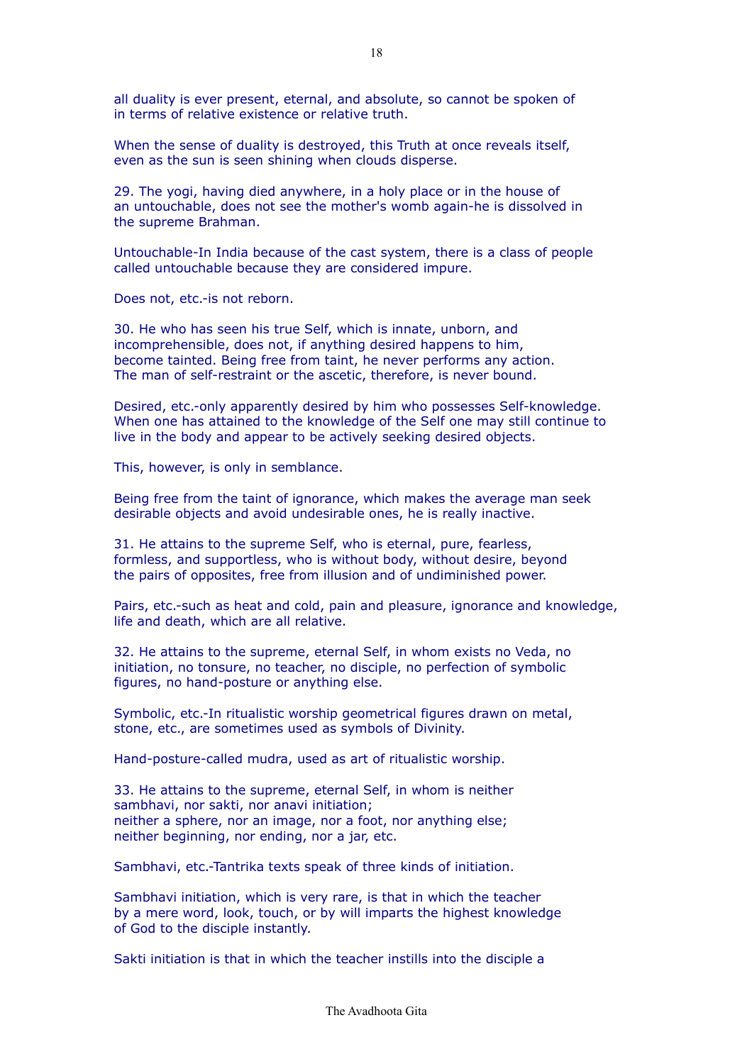all duality is ever present, eternal, and absolute, so cannot be spoken of in terms of relative existence or relative truth.

When the sense of duality is destroyed, this Truth at once reveals itself, even as the sun is seen shining when clouds disperse.

29. The yogi, having died anywhere, in a holy place or in the house of an untouchable, does not see the mother's womb again-he is dissolved in the supreme Brahman.

Untouchable-In India because of the cast system, there is a class of people called untouchable because they are considered impure.

Does not, etc.-is not reborn.

30. He who has seen his true Self, which is innate, unborn, and incomprehensible, does not, if anything desired happens to him, become tainted. Being free from taint, he never performs any action. The man of self-restraint or the ascetic, therefore, is never bound.

Desired, etc.-only apparently desired by him who possesses Self-knowledge. When one has attained to the knowledge of the Self one may still continue to live in the body and appear to be actively seeking desired objects.

This, however, is only in semblance.

Being free from the taint of ignorance, which makes the average man seek desirable objects and avoid undesirable ones, he is really inactive.

31. He attains to the supreme Self, who is eternal, pure, fearless, formless, and supportless, who is without body, without desire, beyond the pairs of opposites, free from illusion and of undiminished power.

Pairs, etc.-such as heat and cold, pain and pleasure, ignorance and knowledge, life and death, which are all relative.

32. He attains to the supreme, eternal Self, in whom exists no Veda, no initiation, no tonsure, no teacher, no disciple, no perfection of symbolic figures, no hand-posture or anything else.

Symbolic, etc.-In ritualistic worship geometrical figures drawn on metal, stone, etc., are sometimes used as symbols of Divinity.

Hand-posture-called mudra, used as art of ritualistic worship.

33. He attains to the supreme, eternal Self, in whom is neither sambhavi, nor sakti, nor anavi initiation;
neither a sphere, nor an image, nor a foot, nor anything else;
neither beginning, nor ending, nor a jar, etc.

Sambhavi, etc.-Tantrika texts speak of three kinds of initiation.

Sambhavi initiation, which is very rare, is that in which the teacher by a mere word, look, touch, or by will imparts the highest knowledge of God to the disciple instantly.

Sakti initiation is that in which the teacher instills into the disciple a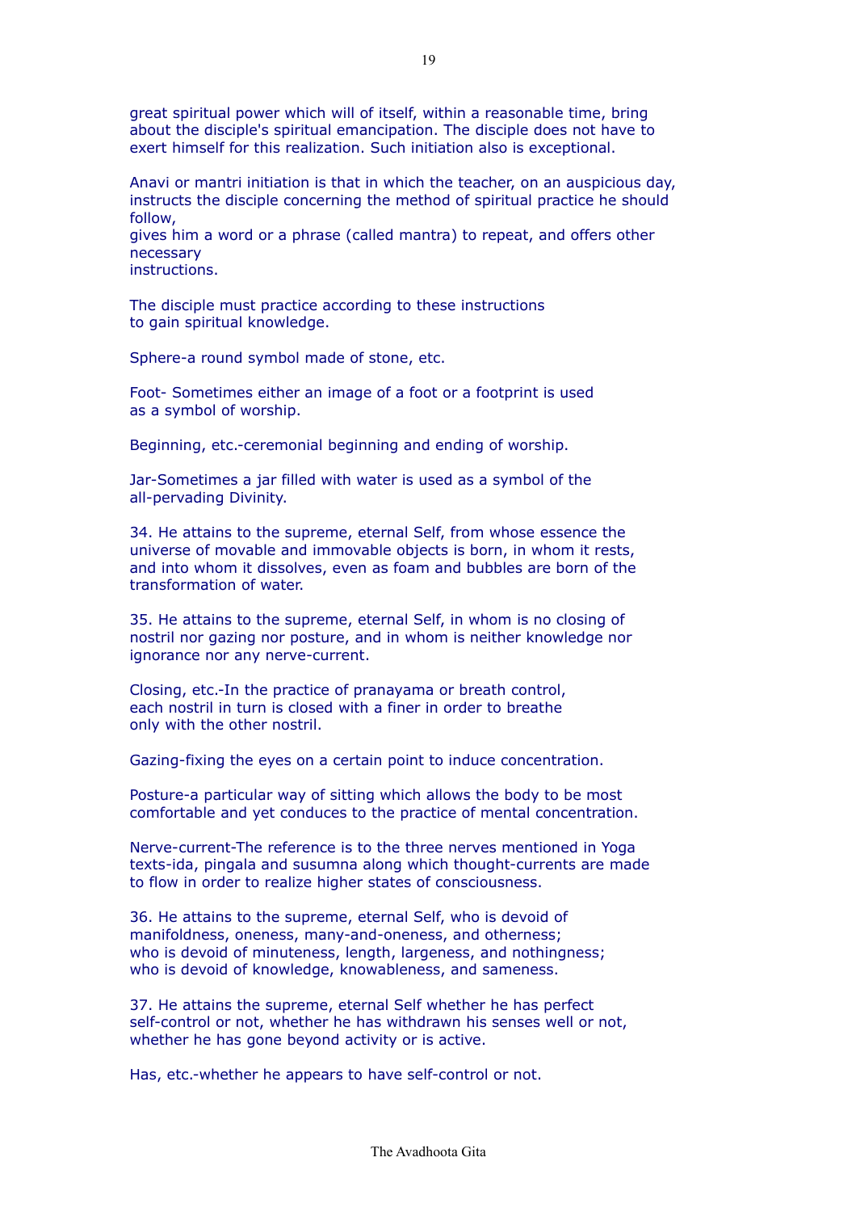great spiritual power which will of itself, within a reasonable time, bring about the disciple's spiritual emancipation. The disciple does not have to exert himself for this realization. Such initiation also is exceptional.

Anavi or mantri initiation is that in which the teacher, on an auspicious day, instructs the disciple concerning the method of spiritual practice he should follow,
gives him a word or a phrase (called mantra) to repeat, and offers other necessary
instructions.

The disciple must practice according to these instructions
to gain spiritual knowledge.

Sphere-a round symbol made of stone, etc.

Foot- Sometimes either an image of a foot or a footprint is used
as a symbol of worship.

Beginning, etc.-ceremonial beginning and ending of worship.

Jar-Sometimes a jar filled with water is used as a symbol of the
all-pervading Divinity.

34. He attains to the supreme, eternal Self, from whose essence the universe of movable and immovable objects is born, in whom it rests, and into whom it dissolves, even as foam and bubbles are born of the transformation of water.

35. He attains to the supreme, eternal Self, in whom is no closing of nostril nor gazing nor posture, and in whom is neither knowledge nor ignorance nor any nerve-current.

Closing, etc.-In the practice of pranayama or breath control,
each nostril in turn is closed with a finer in order to breathe
only with the other nostril.

Gazing-fixing the eyes on a certain point to induce concentration.

Posture-a particular way of sitting which allows the body to be most comfortable and yet conduces to the practice of mental concentration.

Nerve-current-The reference is to the three nerves mentioned in Yoga texts-ida, pingala and susumna along which thought-currents are made to flow in order to realize higher states of consciousness.

36. He attains to the supreme, eternal Self, who is devoid of manifoldness, oneness, many-and-oneness, and otherness;
who is devoid of minuteness, length, largeness, and nothingness;
who is devoid of knowledge, knowableness, and sameness.

37. He attains the supreme, eternal Self whether he has perfect self-control or not, whether he has withdrawn his senses well or not, whether he has gone beyond activity or is active.

Has, etc.-whether he appears to have self-control or not.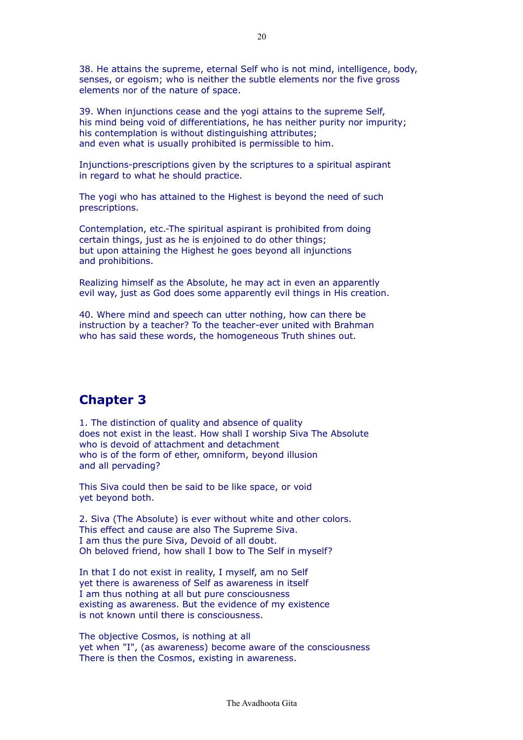38. He attains the supreme, eternal Self who is not mind, intelligence, body, senses, or egoism; who is neither the subtle elements nor the five gross elements nor of the nature of space.

39. When injunctions cease and the yogi attains to the supreme Self,
his mind being void of differentiations, he has neither purity nor impurity;
his contemplation is without distinguishing attributes;
and even what is usually prohibited is permissible to him.

Injunctions-prescriptions given by the scriptures to a spiritual aspirant
in regard to what he should practice.

The yogi who has attained to the Highest is beyond the need of such prescriptions.

Contemplation, etc.-The spiritual aspirant is prohibited from doing
certain things, just as he is enjoined to do other things;
but upon attaining the Highest he goes beyond all injunctions
and prohibitions.

Realizing himself as the Absolute, he may act in even an apparently
evil way, just as God does some apparently evil things in His creation.

40. Where mind and speech can utter nothing, how can there be
instruction by a teacher? To the teacher-ever united with Brahman
who has said these words, the homogeneous Truth shines out.

## Chapter 3

1. The distinction of quality and absence of quality
does not exist in the least. How shall I worship Siva The Absolute
who is devoid of attachment and detachment
who is of the form of ether, omniform, beyond illusion
and all pervading?

This Siva could then be said to be like space, or void
yet beyond both.

2. Siva (The Absolute) is ever without white and other colors.
This effect and cause are also The Supreme Siva.
I am thus the pure Siva, Devoid of all doubt.
Oh beloved friend, how shall I bow to The Self in myself?

In that I do not exist in reality, I myself, am no Self
yet there is awareness of Self as awareness in itself
I am thus nothing at all but pure consciousness
existing as awareness. But the evidence of my existence
is not known until there is consciousness.

The objective Cosmos, is nothing at all
yet when "I", (as awareness) become aware of the consciousness
There is then the Cosmos, existing in awareness.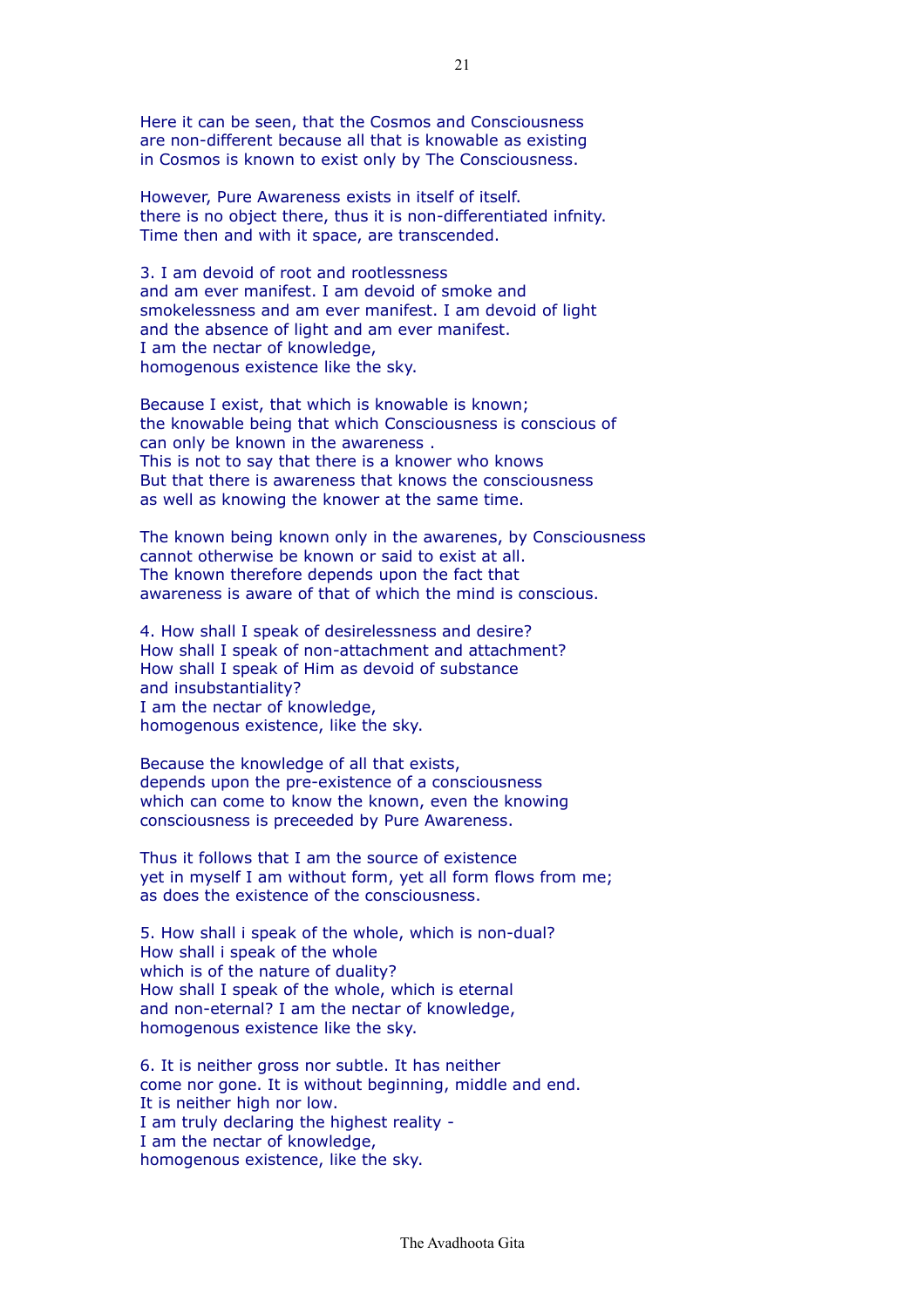Here it can be seen, that the Cosmos and Consciousness
are non-different because all that is knowable as existing
in Cosmos is known to exist only by The Consciousness.

However, Pure Awareness exists in itself of itself.
there is no object there, thus it is non-differentiated infnity.
Time then and with it space, are transcended.

3. I am devoid of root and rootlessness
and am ever manifest. I am devoid of smoke and
smokelessness and am ever manifest. I am devoid of light
and the absence of light and am ever manifest.
I am the nectar of knowledge,
homogenous existence like the sky.

Because I exist, that which is knowable is known;
the knowable being that which Consciousness is conscious of
can only be known in the awareness .
This is not to say that there is a knower who knows
But that there is awareness that knows the consciousness
as well as knowing the knower at the same time.

The known being known only in the awarenes, by Consciousness
cannot otherwise be known or said to exist at all.
The known therefore depends upon the fact that
awareness is aware of that of which the mind is conscious.

4. How shall I speak of desirelessness and desire?
How shall I speak of non-attachment and attachment?
How shall I speak of Him as devoid of substance
and insubstantiality?
I am the nectar of knowledge,
homogenous existence, like the sky.

Because the knowledge of all that exists,
depends upon the pre-existence of a consciousness
which can come to know the known, even the knowing
consciousness is preceeded by Pure Awareness.

Thus it follows that I am the source of existence
yet in myself I am without form, yet all form flows from me;
as does the existence of the consciousness.

5. How shall i speak of the whole, which is non-dual?
How shall i speak of the whole
which is of the nature of duality?
How shall I speak of the whole, which is eternal
and non-eternal? I am the nectar of knowledge,
homogenous existence like the sky.

6. It is neither gross nor subtle. It has neither
come nor gone. It is without beginning, middle and end.
It is neither high nor low.
I am truly declaring the highest reality -
I am the nectar of knowledge,
homogenous existence, like the sky.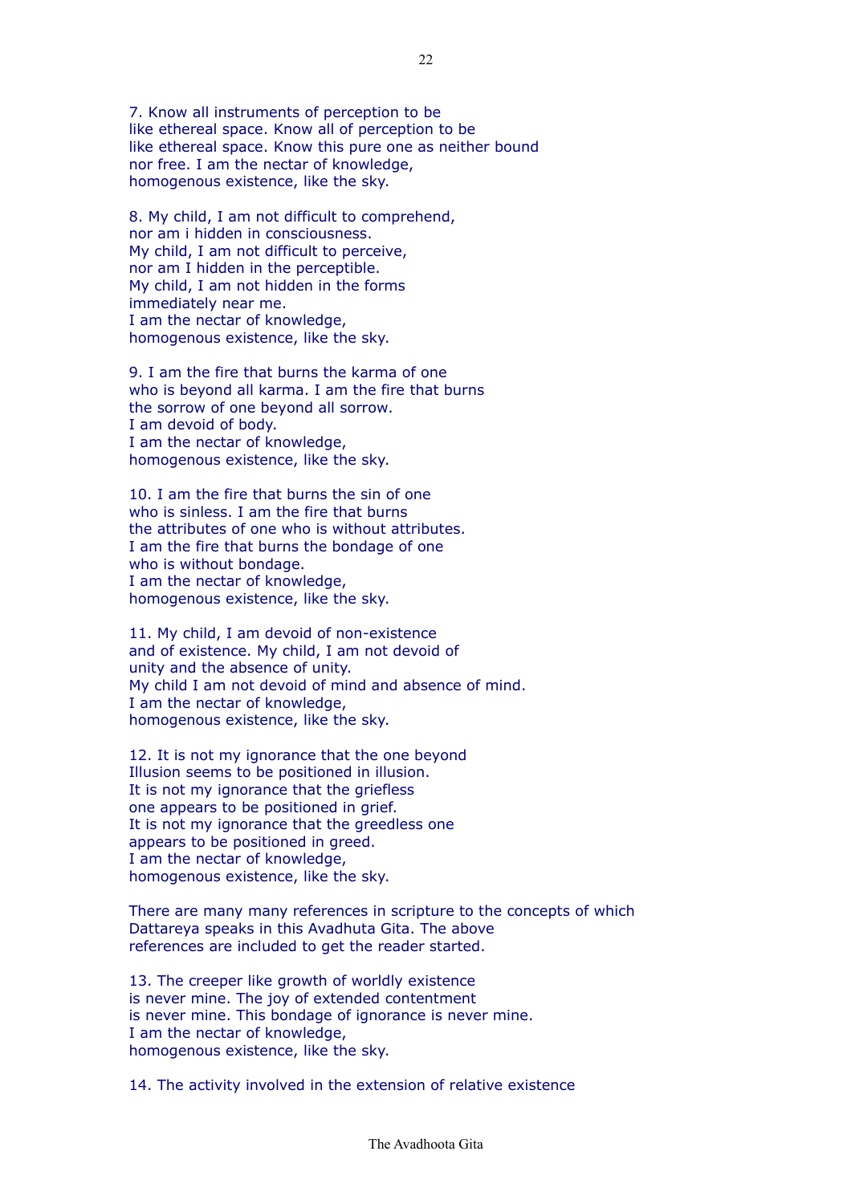7. Know all instruments of perception to be
like ethereal space. Know all of perception to be
like ethereal space. Know this pure one as neither bound
nor free. I am the nectar of knowledge,
homogenous existence, like the sky.

8. My child, I am not difficult to comprehend,
nor am i hidden in consciousness.
My child, I am not difficult to perceive,
nor am I hidden in the perceptible.
My child, I am not hidden in the forms
immediately near me.
I am the nectar of knowledge,
homogenous existence, like the sky.

9. I am the fire that burns the karma of one
who is beyond all karma. I am the fire that burns
the sorrow of one beyond all sorrow.
I am devoid of body.
I am the nectar of knowledge,
homogenous existence, like the sky.

10. I am the fire that burns the sin of one
who is sinless. I am the fire that burns
the attributes of one who is without attributes.
I am the fire that burns the bondage of one
who is without bondage.
I am the nectar of knowledge,
homogenous existence, like the sky.

11. My child, I am devoid of non-existence
and of existence. My child, I am not devoid of
unity and the absence of unity.
My child I am not devoid of mind and absence of mind.
I am the nectar of knowledge,
homogenous existence, like the sky.

12. It is not my ignorance that the one beyond
Illusion seems to be positioned in illusion.
It is not my ignorance that the griefless
one appears to be positioned in grief.
It is not my ignorance that the greedless one
appears to be positioned in greed.
I am the nectar of knowledge,
homogenous existence, like the sky.

There are many many references in scripture to the concepts of which
Dattareya speaks in this Avadhuta Gita. The above
references are included to get the reader started.

13. The creeper like growth of worldly existence
is never mine. The joy of extended contentment
is never mine. This bondage of ignorance is never mine.
I am the nectar of knowledge,
homogenous existence, like the sky.

14. The activity involved in the extension of relative existence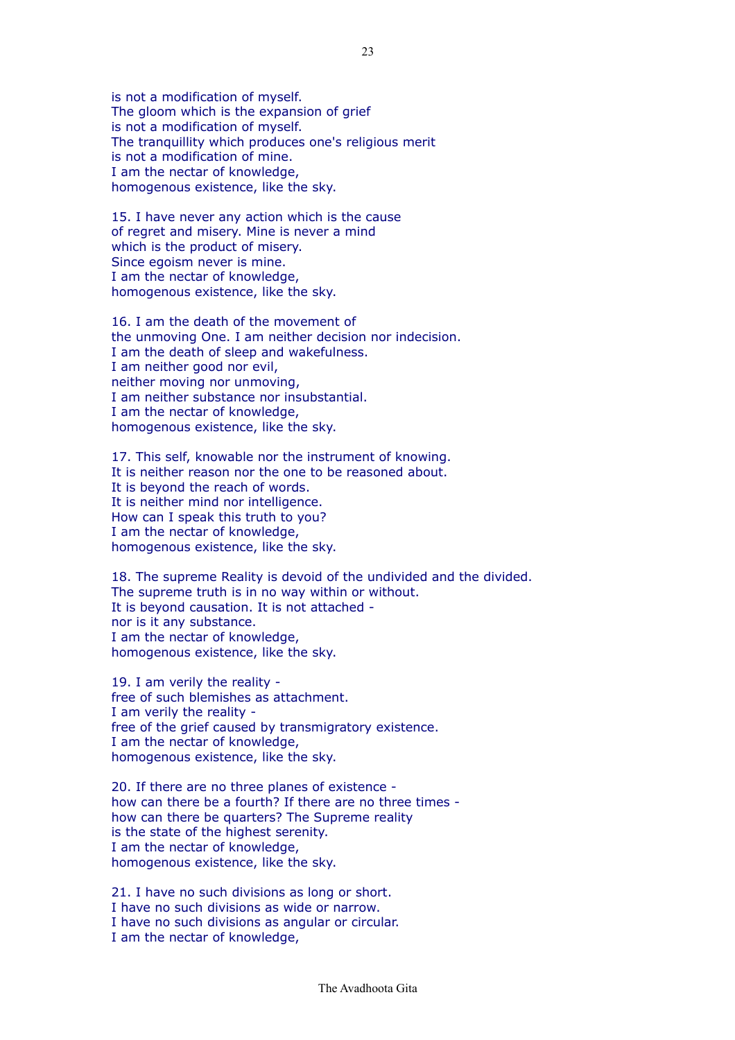is not a modification of myself.
The gloom which is the expansion of grief
is not a modification of myself.
The tranquillity which produces one's religious merit
is not a modification of mine.
I am the nectar of knowledge,
homogenous existence, like the sky.

15. I have never any action which is the cause
of regret and misery. Mine is never a mind
which is the product of misery.
Since egoism never is mine.
I am the nectar of knowledge,
homogenous existence, like the sky.

16. I am the death of the movement of
the unmoving One. I am neither decision nor indecision.
I am the death of sleep and wakefulness.
I am neither good nor evil,
neither moving nor unmoving,
I am neither substance nor insubstantial.
I am the nectar of knowledge,
homogenous existence, like the sky.

17. This self, knowable nor the instrument of knowing.
It is neither reason nor the one to be reasoned about.
It is beyond the reach of words.
It is neither mind nor intelligence.
How can I speak this truth to you?
I am the nectar of knowledge,
homogenous existence, like the sky.

18. The supreme Reality is devoid of the undivided and the divided.
The supreme truth is in no way within or without.
It is beyond causation. It is not attached -
nor is it any substance.
I am the nectar of knowledge,
homogenous existence, like the sky.

19. I am verily the reality -
free of such blemishes as attachment.
I am verily the reality -
free of the grief caused by transmigratory existence.
I am the nectar of knowledge,
homogenous existence, like the sky.

20. If there are no three planes of existence -
how can there be a fourth? If there are no three times -
how can there be quarters? The Supreme reality
is the state of the highest serenity.
I am the nectar of knowledge,
homogenous existence, like the sky.

21. I have no such divisions as long or short.
I have no such divisions as wide or narrow.
I have no such divisions as angular or circular.
I am the nectar of knowledge,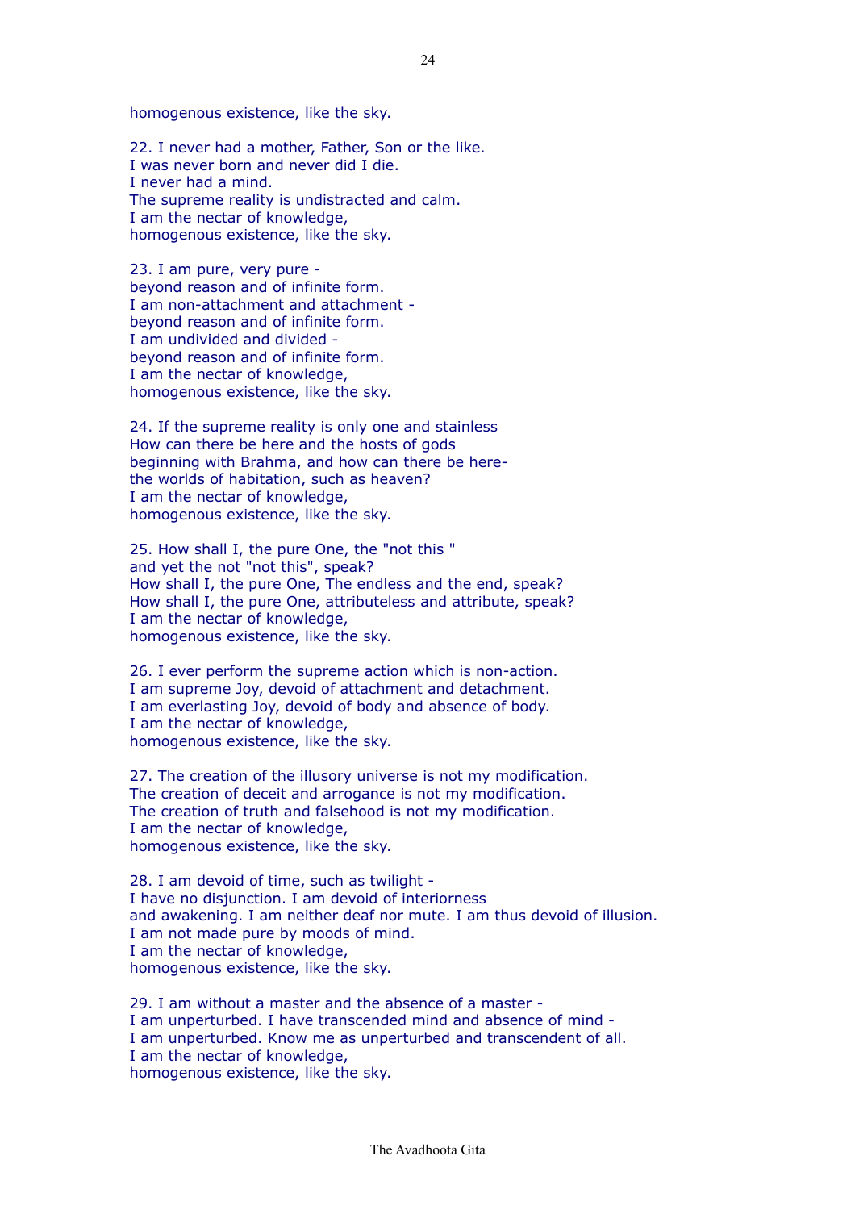homogenous existence, like the sky.

22. I never had a mother, Father, Son or the like.
I was never born and never did I die.
I never had a mind.
The supreme reality is undistracted and calm.
I am the nectar of knowledge,
homogenous existence, like the sky.

23. I am pure, very pure -
beyond reason and of infinite form.
I am non-attachment and attachment -
beyond reason and of infinite form.
I am undivided and divided -
beyond reason and of infinite form.
I am the nectar of knowledge,
homogenous existence, like the sky.

24. If the supreme reality is only one and stainless
How can there be here and the hosts of gods
beginning with Brahma, and how can there be here-
the worlds of habitation, such as heaven?
I am the nectar of knowledge,
homogenous existence, like the sky.

25. How shall I, the pure One, the "not this "
and yet the not "not this", speak?
How shall I, the pure One, The endless and the end, speak?
How shall I, the pure One, attributeless and attribute, speak?
I am the nectar of knowledge,
homogenous existence, like the sky.

26. I ever perform the supreme action which is non-action.
I am supreme Joy, devoid of attachment and detachment.
I am everlasting Joy, devoid of body and absence of body.
I am the nectar of knowledge,
homogenous existence, like the sky.

27. The creation of the illusory universe is not my modification.
The creation of deceit and arrogance is not my modification.
The creation of truth and falsehood is not my modification.
I am the nectar of knowledge,
homogenous existence, like the sky.

28. I am devoid of time, such as twilight -
I have no disjunction. I am devoid of interiorness
and awakening. I am neither deaf nor mute. I am thus devoid of illusion.
I am not made pure by moods of mind.
I am the nectar of knowledge,
homogenous existence, like the sky.

29. I am without a master and the absence of a master -
I am unperturbed. I have transcended mind and absence of mind -
I am unperturbed. Know me as unperturbed and transcendent of all.
I am the nectar of knowledge,
homogenous existence, like the sky.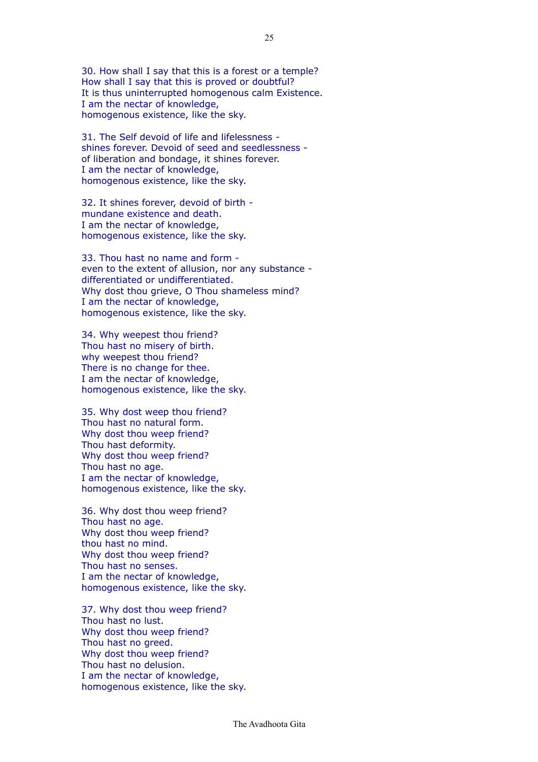30. How shall I say that this is a forest or a temple?
How shall I say that this is proved or doubtful?
It is thus uninterrupted homogenous calm Existence.
I am the nectar of knowledge,
homogenous existence, like the sky.

31. The Self devoid of life and lifelessness -
shines forever. Devoid of seed and seedlessness -
of liberation and bondage, it shines forever.
I am the nectar of knowledge,
homogenous existence, like the sky.

32. It shines forever, devoid of birth -
mundane existence and death.
I am the nectar of knowledge,
homogenous existence, like the sky.

33. Thou hast no name and form -
even to the extent of allusion, nor any substance -
differentiated or undifferentiated.
Why dost thou grieve, O Thou shameless mind?
I am the nectar of knowledge,
homogenous existence, like the sky.

34. Why weepest thou friend?
Thou hast no misery of birth.
why weepest thou friend?
There is no change for thee.
I am the nectar of knowledge,
homogenous existence, like the sky.

35. Why dost weep thou friend?
Thou hast no natural form.
Why dost thou weep friend?
Thou hast deformity.
Why dost thou weep friend?
Thou hast no age.
I am the nectar of knowledge,
homogenous existence, like the sky.

36. Why dost thou weep friend?
Thou hast no age.
Why dost thou weep friend?
thou hast no mind.
Why dost thou weep friend?
Thou hast no senses.
I am the nectar of knowledge,
homogenous existence, like the sky.

37. Why dost thou weep friend?
Thou hast no lust.
Why dost thou weep friend?
Thou hast no greed.
Why dost thou weep friend?
Thou hast no delusion.
I am the nectar of knowledge,
homogenous existence, like the sky.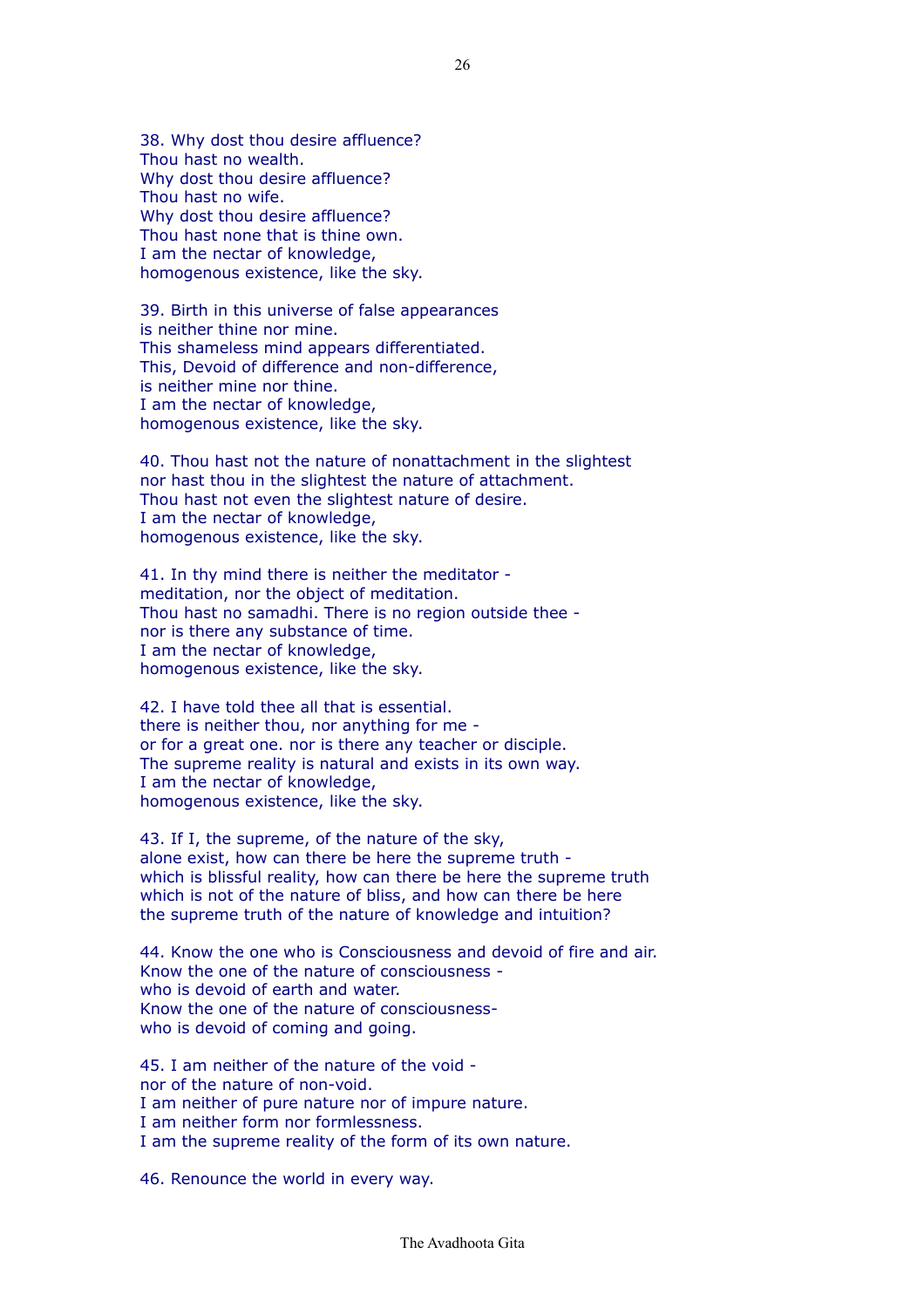38. Why dost thou desire affluence?
Thou hast no wealth.
Why dost thou desire affluence?
Thou hast no wife.
Why dost thou desire affluence?
Thou hast none that is thine own.
I am the nectar of knowledge,
homogenous existence, like the sky.

39. Birth in this universe of false appearances
is neither thine nor mine.
This shameless mind appears differentiated.
This, Devoid of difference and non-difference,
is neither mine nor thine.
I am the nectar of knowledge,
homogenous existence, like the sky.

40. Thou hast not the nature of nonattachment in the slightest
nor hast thou in the slightest the nature of attachment.
Thou hast not even the slightest nature of desire.
I am the nectar of knowledge,
homogenous existence, like the sky.

41. In thy mind there is neither the meditator -
meditation, nor the object of meditation.
Thou hast no samadhi. There is no region outside thee -
nor is there any substance of time.
I am the nectar of knowledge,
homogenous existence, like the sky.

42. I have told thee all that is essential.
there is neither thou, nor anything for me -
or for a great one. nor is there any teacher or disciple.
The supreme reality is natural and exists in its own way.
I am the nectar of knowledge,
homogenous existence, like the sky.

43. If I, the supreme, of the nature of the sky,
alone exist, how can there be here the supreme truth -
which is blissful reality, how can there be here the supreme truth
which is not of the nature of bliss, and how can there be here
the supreme truth of the nature of knowledge and intuition?

44. Know the one who is Consciousness and devoid of fire and air.
Know the one of the nature of consciousness -
who is devoid of earth and water.
Know the one of the nature of consciousness-
who is devoid of coming and going.

45. I am neither of the nature of the void -
nor of the nature of non-void.
I am neither of pure nature nor of impure nature.
I am neither form nor formlessness.
I am the supreme reality of the form of its own nature.

46. Renounce the world in every way.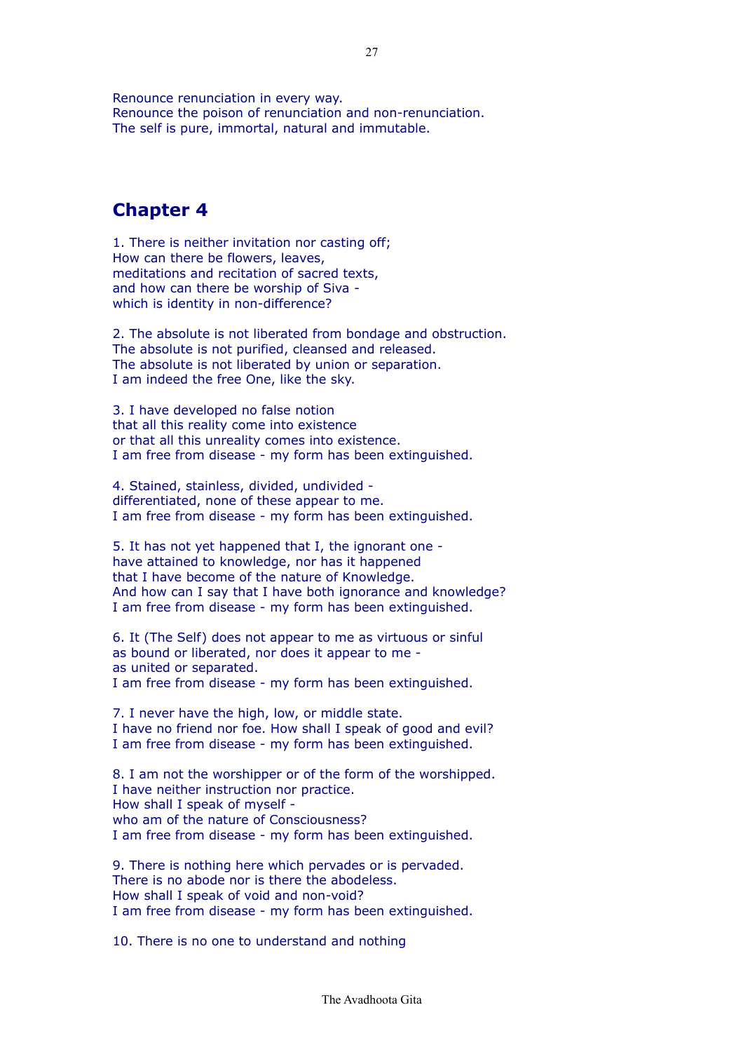Renounce renunciation in every way.
Renounce the poison of renunciation and non-renunciation.
The self is pure, immortal, natural and immutable.

## Chapter 4

1. There is neither invitation nor casting off;
How can there be flowers, leaves,
meditations and recitation of sacred texts,
and how can there be worship of Siva -
which is identity in non-difference?

2. The absolute is not liberated from bondage and obstruction.
The absolute is not purified, cleansed and released.
The absolute is not liberated by union or separation.
I am indeed the free One, like the sky.

3. I have developed no false notion
that all this reality come into existence
or that all this unreality comes into existence.
I am free from disease - my form has been extinguished.

4. Stained, stainless, divided, undivided -
differentiated, none of these appear to me.
I am free from disease - my form has been extinguished.

5. It has not yet happened that I, the ignorant one -
have attained to knowledge, nor has it happened
that I have become of the nature of Knowledge.
And how can I say that I have both ignorance and knowledge?
I am free from disease - my form has been extinguished.

6. It (The Self) does not appear to me as virtuous or sinful
as bound or liberated, nor does it appear to me -
as united or separated.
I am free from disease - my form has been extinguished.

7. I never have the high, low, or middle state.
I have no friend nor foe. How shall I speak of good and evil?
I am free from disease - my form has been extinguished.

8. I am not the worshipper or of the form of the worshipped.
I have neither instruction nor practice.
How shall I speak of myself -
who am of the nature of Consciousness?
I am free from disease - my form has been extinguished.

9. There is nothing here which pervades or is pervaded.
There is no abode nor is there the abodeless.
How shall I speak of void and non-void?
I am free from disease - my form has been extinguished.

10. There is no one to understand and nothing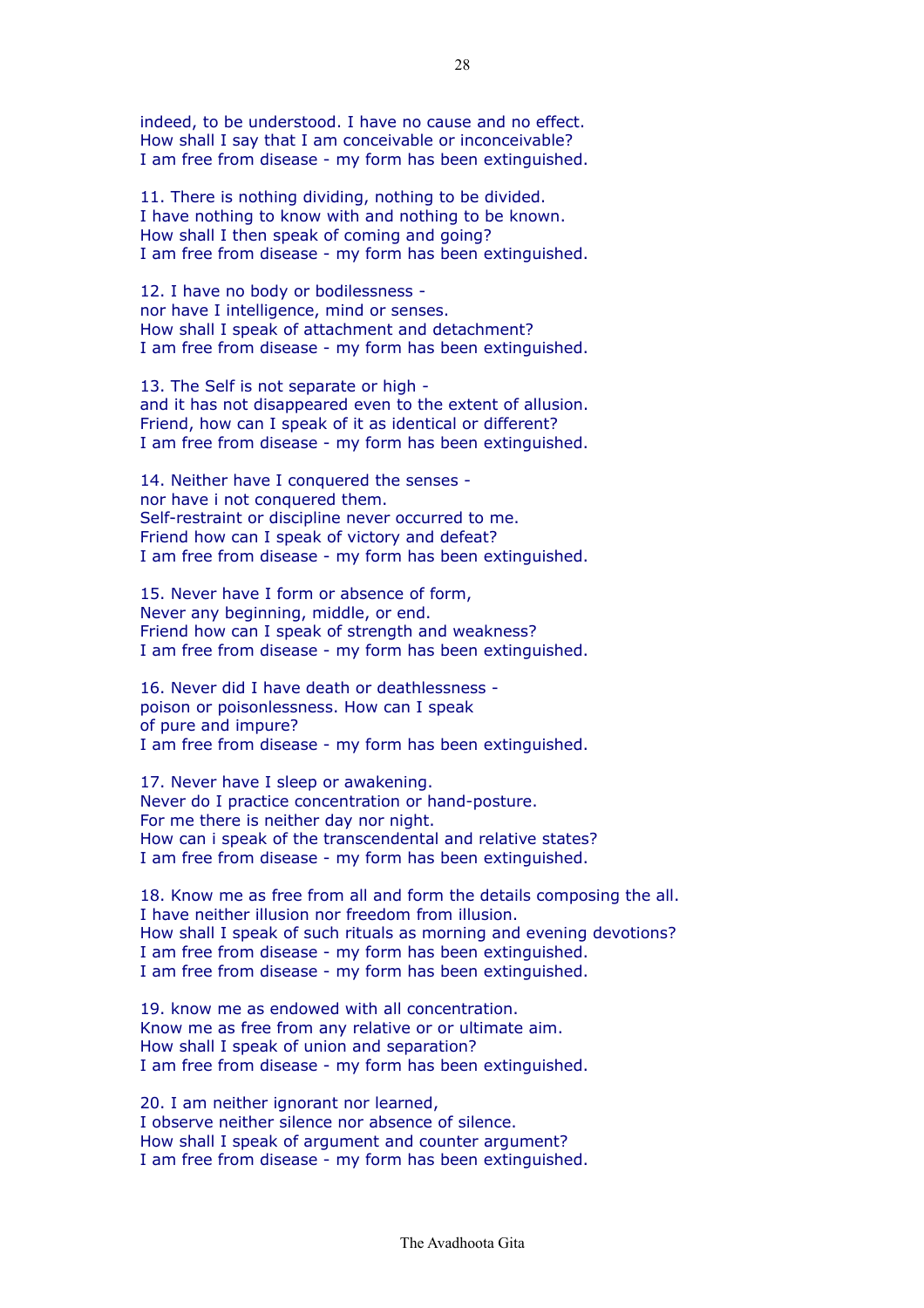indeed, to be understood. I have no cause and no effect.
How shall I say that I am conceivable or inconceivable?
I am free from disease - my form has been extinguished.

11. There is nothing dividing, nothing to be divided.
I have nothing to know with and nothing to be known.
How shall I then speak of coming and going?
I am free from disease - my form has been extinguished.

12. I have no body or bodilessness -
nor have I intelligence, mind or senses.
How shall I speak of attachment and detachment?
I am free from disease - my form has been extinguished.

13. The Self is not separate or high -
and it has not disappeared even to the extent of allusion.
Friend, how can I speak of it as identical or different?
I am free from disease - my form has been extinguished.

14. Neither have I conquered the senses -
nor have i not conquered them.
Self-restraint or discipline never occurred to me.
Friend how can I speak of victory and defeat?
I am free from disease - my form has been extinguished.

15. Never have I form or absence of form,
Never any beginning, middle, or end.
Friend how can I speak of strength and weakness?
I am free from disease - my form has been extinguished.

16. Never did I have death or deathlessness -
poison or poisonlessness. How can I speak
of pure and impure?
I am free from disease - my form has been extinguished.

17. Never have I sleep or awakening.
Never do I practice concentration or hand-posture.
For me there is neither day nor night.
How can i speak of the transcendental and relative states?
I am free from disease - my form has been extinguished.

18. Know me as free from all and form the details composing the all.
I have neither illusion nor freedom from illusion.
How shall I speak of such rituals as morning and evening devotions?
I am free from disease - my form has been extinguished.
I am free from disease - my form has been extinguished.

19. know me as endowed with all concentration.
Know me as free from any relative or or ultimate aim.
How shall I speak of union and separation?
I am free from disease - my form has been extinguished.

20. I am neither ignorant nor learned,
I observe neither silence nor absence of silence.
How shall I speak of argument and counter argument?
I am free from disease - my form has been extinguished.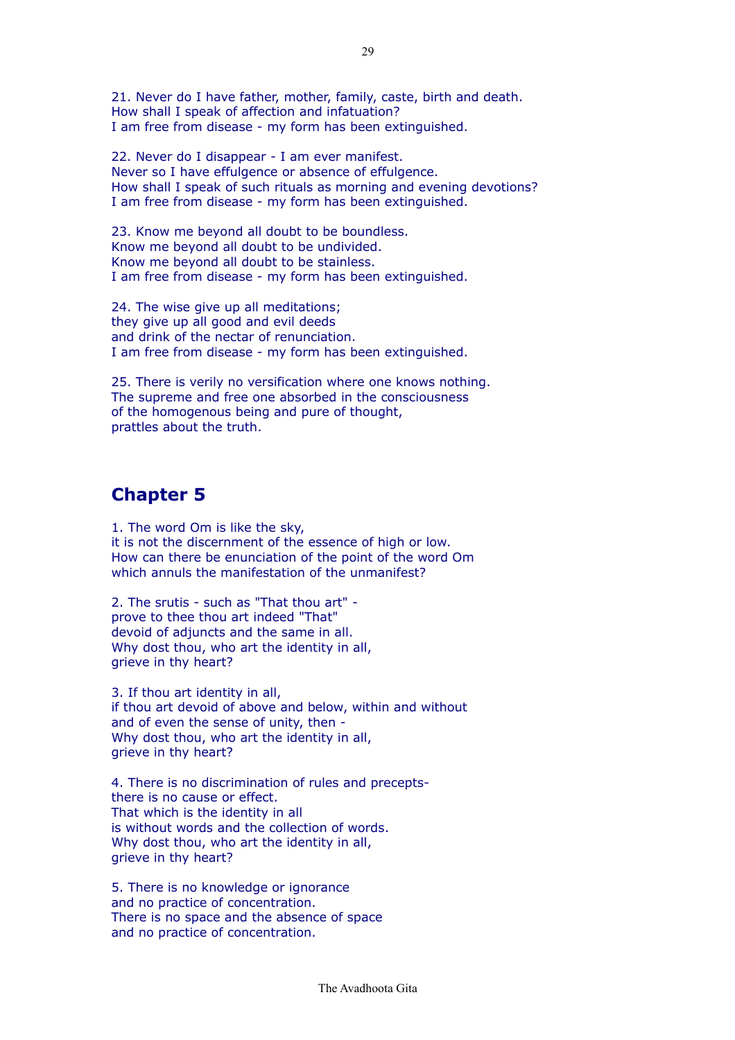21. Never do I have father, mother, family, caste, birth and death.
How shall I speak of affection and infatuation?
I am free from disease - my form has been extinguished.

22. Never do I disappear - I am ever manifest.
Never so I have effulgence or absence of effulgence.
How shall I speak of such rituals as morning and evening devotions?
I am free from disease - my form has been extinguished.

23. Know me beyond all doubt to be boundless.
Know me beyond all doubt to be undivided.
Know me beyond all doubt to be stainless.
I am free from disease - my form has been extinguished.

24. The wise give up all meditations;
they give up all good and evil deeds
and drink of the nectar of renunciation.
I am free from disease - my form has been extinguished.

25. There is verily no versification where one knows nothing.
The supreme and free one absorbed in the consciousness
of the homogenous being and pure of thought,
prattles about the truth.

## Chapter 5

1. The word Om is like the sky,
it is not the discernment of the essence of high or low.
How can there be enunciation of the point of the word Om
which annuls the manifestation of the unmanifest?

2. The srutis - such as "That thou art" -
prove to thee thou art indeed "That"
devoid of adjuncts and the same in all.
Why dost thou, who art the identity in all,
grieve in thy heart?

3. If thou art identity in all,
if thou art devoid of above and below, within and without
and of even the sense of unity, then -
Why dost thou, who art the identity in all,
grieve in thy heart?

4. There is no discrimination of rules and precepts-
there is no cause or effect.
That which is the identity in all
is without words and the collection of words.
Why dost thou, who art the identity in all,
grieve in thy heart?

5. There is no knowledge or ignorance
and no practice of concentration.
There is no space and the absence of space
and no practice of concentration.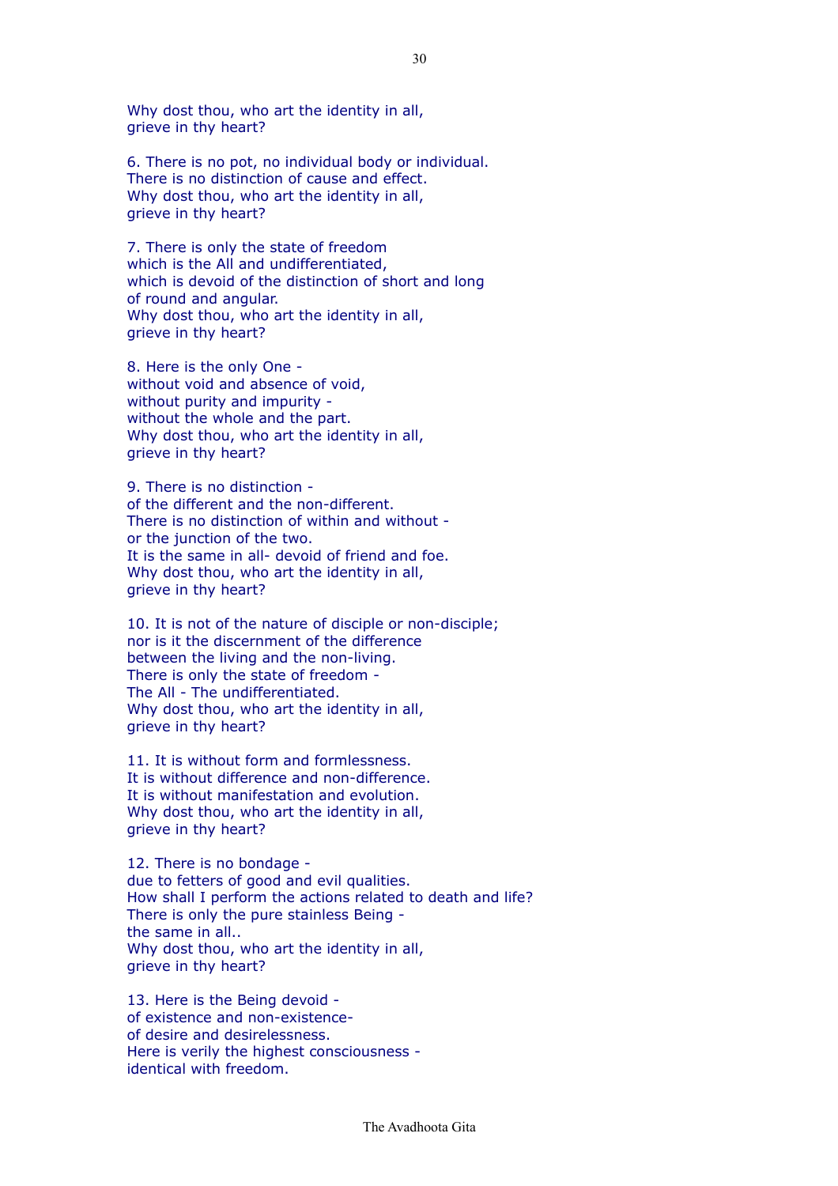Why dost thou, who art the identity in all,
grieve in thy heart?

6. There is no pot, no individual body or individual.
There is no distinction of cause and effect.
Why dost thou, who art the identity in all,
grieve in thy heart?

7. There is only the state of freedom
which is the All and undifferentiated,
which is devoid of the distinction of short and long
of round and angular.
Why dost thou, who art the identity in all,
grieve in thy heart?

8. Here is the only One -
without void and absence of void,
without purity and impurity -
without the whole and the part.
Why dost thou, who art the identity in all,
grieve in thy heart?

9. There is no distinction -
of the different and the non-different.
There is no distinction of within and without -
or the junction of the two.
It is the same in all- devoid of friend and foe.
Why dost thou, who art the identity in all,
grieve in thy heart?

10. It is not of the nature of disciple or non-disciple;
nor is it the discernment of the difference
between the living and the non-living.
There is only the state of freedom -
The All - The undifferentiated.
Why dost thou, who art the identity in all,
grieve in thy heart?

11. It is without form and formlessness.
It is without difference and non-difference.
It is without manifestation and evolution.
Why dost thou, who art the identity in all,
grieve in thy heart?

12. There is no bondage -
due to fetters of good and evil qualities.
How shall I perform the actions related to death and life?
There is only the pure stainless Being -
the same in all..
Why dost thou, who art the identity in all,
grieve in thy heart?

13. Here is the Being devoid -
of existence and non-existence-
of desire and desirelessness.
Here is verily the highest consciousness -
identical with freedom.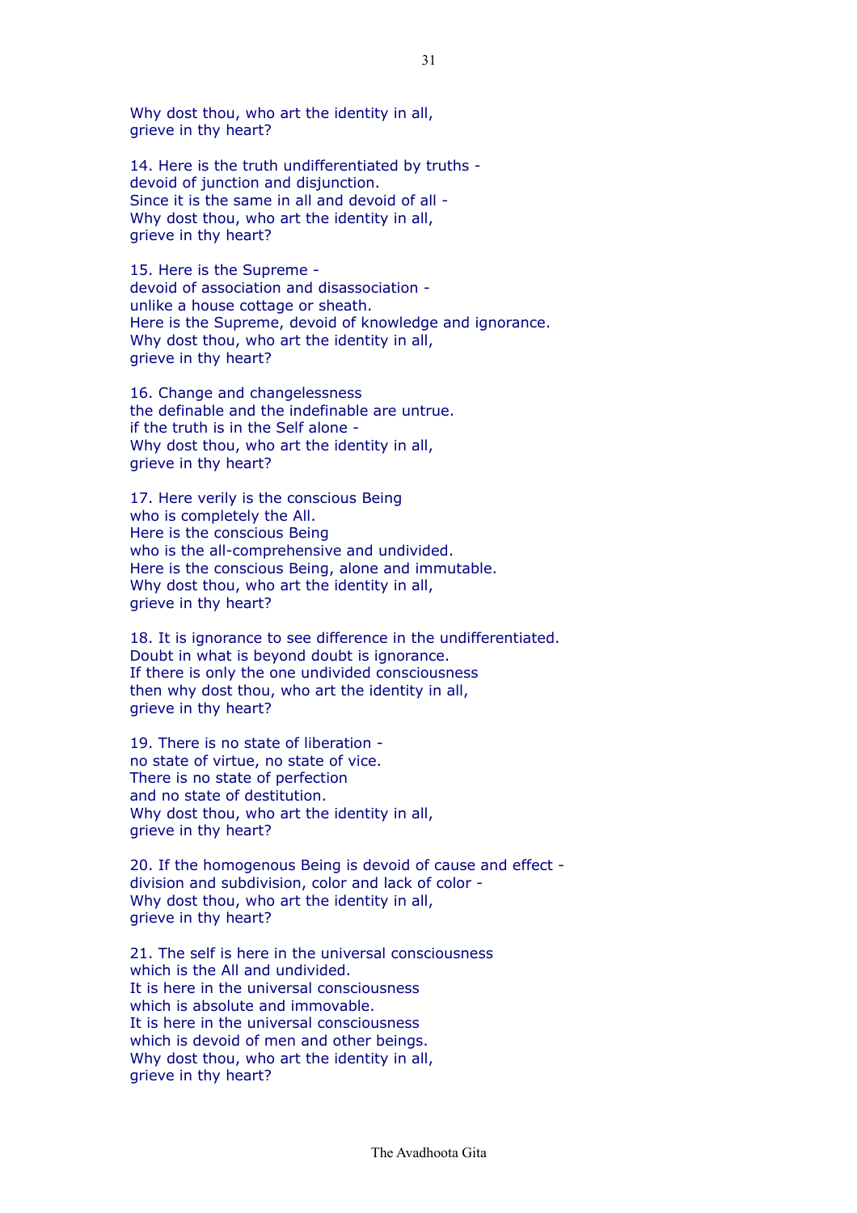Why dost thou, who art the identity in all,
grieve in thy heart?

14. Here is the truth undifferentiated by truths -
devoid of junction and disjunction.
Since it is the same in all and devoid of all -
Why dost thou, who art the identity in all,
grieve in thy heart?

15. Here is the Supreme -
devoid of association and disassociation -
unlike a house cottage or sheath.
Here is the Supreme, devoid of knowledge and ignorance.
Why dost thou, who art the identity in all,
grieve in thy heart?

16. Change and changelessness
the definable and the indefinable are untrue.
if the truth is in the Self alone -
Why dost thou, who art the identity in all,
grieve in thy heart?

17. Here verily is the conscious Being
who is completely the All.
Here is the conscious Being
who is the all-comprehensive and undivided.
Here is the conscious Being, alone and immutable.
Why dost thou, who art the identity in all,
grieve in thy heart?

18. It is ignorance to see difference in the undifferentiated.
Doubt in what is beyond doubt is ignorance.
If there is only the one undivided consciousness
then why dost thou, who art the identity in all,
grieve in thy heart?

19. There is no state of liberation -
no state of virtue, no state of vice.
There is no state of perfection
and no state of destitution.
Why dost thou, who art the identity in all,
grieve in thy heart?

20. If the homogenous Being is devoid of cause and effect -
division and subdivision, color and lack of color -
Why dost thou, who art the identity in all,
grieve in thy heart?

21. The self is here in the universal consciousness
which is the All and undivided.
It is here in the universal consciousness
which is absolute and immovable.
It is here in the universal consciousness
which is devoid of men and other beings.
Why dost thou, who art the identity in all,
grieve in thy heart?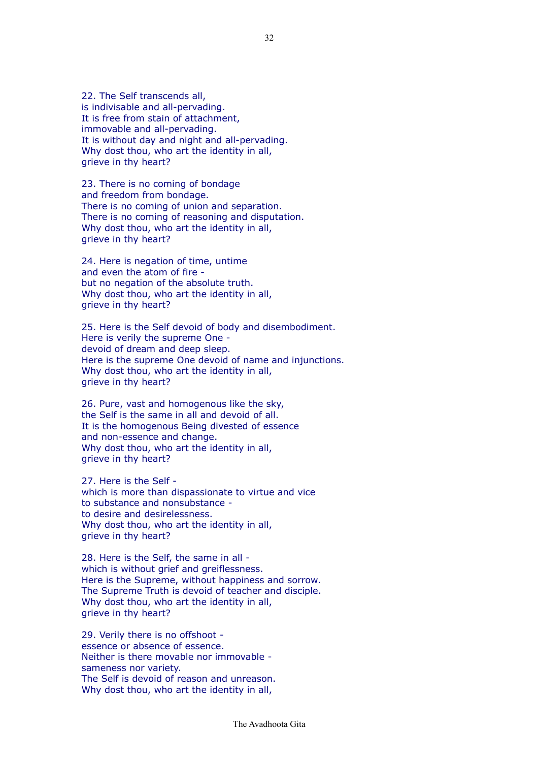22. The Self transcends all,
is indivisable and all-pervading.
It is free from stain of attachment,
immovable and all-pervading.
It is without day and night and all-pervading.
Why dost thou, who art the identity in all,
grieve in thy heart?

23. There is no coming of bondage
and freedom from bondage.
There is no coming of union and separation.
There is no coming of reasoning and disputation.
Why dost thou, who art the identity in all,
grieve in thy heart?

24. Here is negation of time, untime
and even the atom of fire -
but no negation of the absolute truth.
Why dost thou, who art the identity in all,
grieve in thy heart?

25. Here is the Self devoid of body and disembodiment.
Here is verily the supreme One -
devoid of dream and deep sleep.
Here is the supreme One devoid of name and injunctions.
Why dost thou, who art the identity in all,
grieve in thy heart?

26. Pure, vast and homogenous like the sky,
the Self is the same in all and devoid of all.
It is the homogenous Being divested of essence
and non-essence and change.
Why dost thou, who art the identity in all,
grieve in thy heart?

27. Here is the Self -
which is more than dispassionate to virtue and vice
to substance and nonsubstance -
to desire and desirelessness.
Why dost thou, who art the identity in all,
grieve in thy heart?

28. Here is the Self, the same in all -
which is without grief and greiflessness.
Here is the Supreme, without happiness and sorrow.
The Supreme Truth is devoid of teacher and disciple.
Why dost thou, who art the identity in all,
grieve in thy heart?

29. Verily there is no offshoot -
essence or absence of essence.
Neither is there movable nor immovable -
sameness nor variety.
The Self is devoid of reason and unreason.
Why dost thou, who art the identity in all,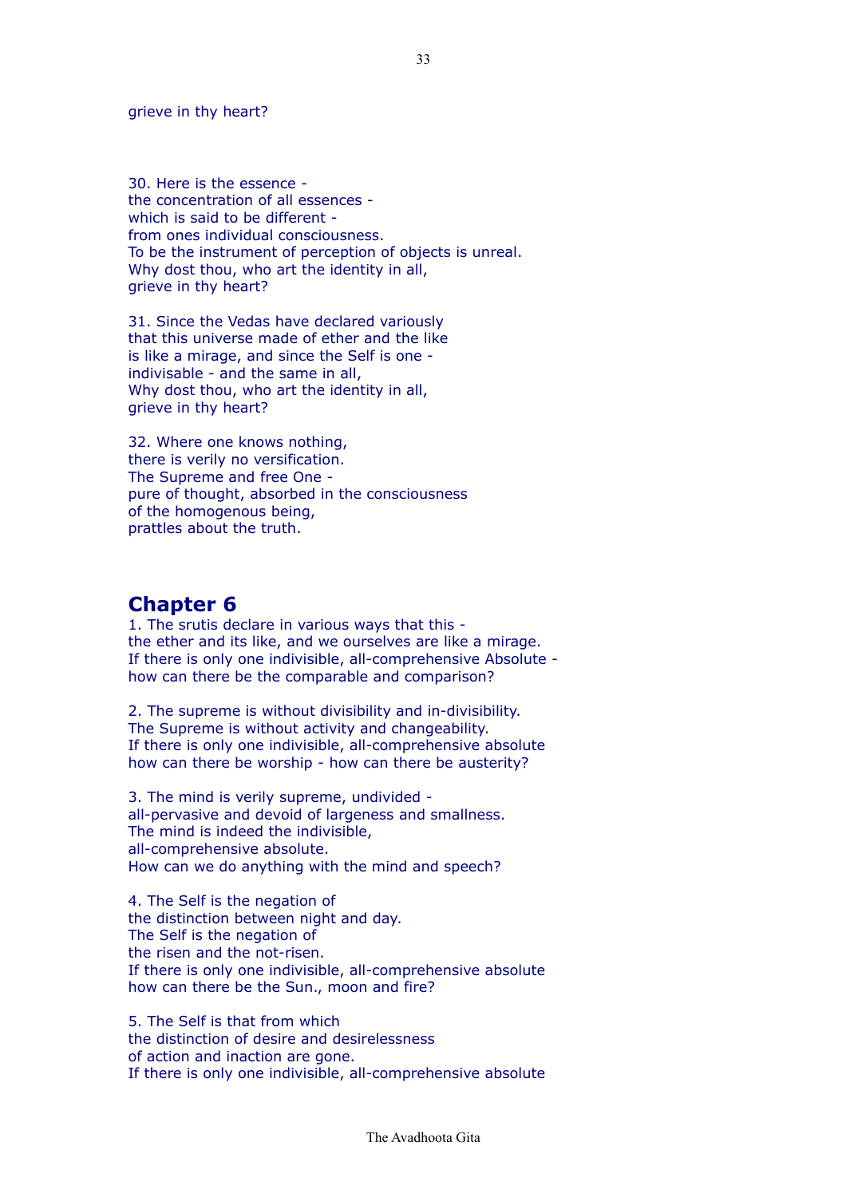grieve in thy heart?

30. Here is the essence -
the concentration of all essences -
which is said to be different -
from ones individual consciousness.
To be the instrument of perception of objects is unreal.
Why dost thou, who art the identity in all,
grieve in thy heart?

31. Since the Vedas have declared variously
that this universe made of ether and the like
is like a mirage, and since the Self is one -
indivisable - and the same in all,
Why dost thou, who art the identity in all,
grieve in thy heart?

32. Where one knows nothing,
there is verily no versification.
The Supreme and free One -
pure of thought, absorbed in the consciousness
of the homogenous being,
prattles about the truth.

## Chapter 6

1. The srutis declare in various ways that this -
the ether and its like, and we ourselves are like a mirage.
If there is only one indivisible, all-comprehensive Absolute -
how can there be the comparable and comparison?

2. The supreme is without divisibility and in-divisibility.
The Supreme is without activity and changeability.
If there is only one indivisible, all-comprehensive absolute
how can there be worship - how can there be austerity?

3. The mind is verily supreme, undivided -
all-pervasive and devoid of largeness and smallness.
The mind is indeed the indivisible,
all-comprehensive absolute.
How can we do anything with the mind and speech?

4. The Self is the negation of
the distinction between night and day.
The Self is the negation of
the risen and the not-risen.
If there is only one indivisible, all-comprehensive absolute
how can there be the Sun., moon and fire?

5. The Self is that from which
the distinction of desire and desirelessness
of action and inaction are gone.
If there is only one indivisible, all-comprehensive absolute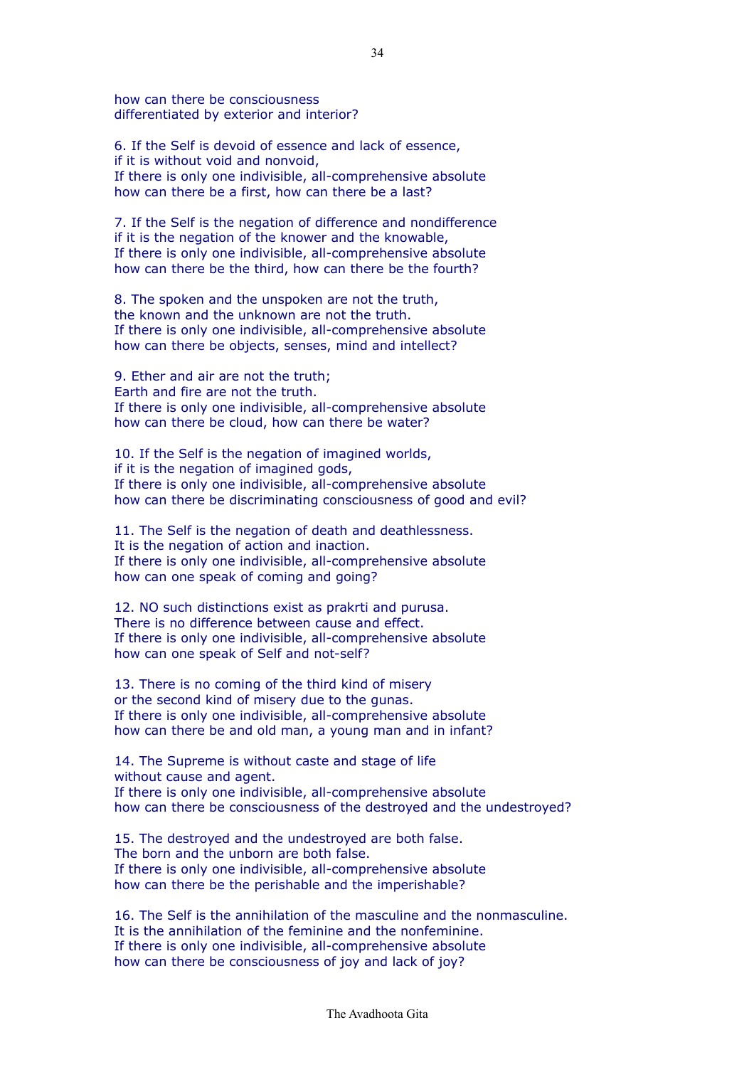how can there be consciousness
differentiated by exterior and interior?

6. If the Self is devoid of essence and lack of essence,
if it is without void and nonvoid,
If there is only one indivisible, all-comprehensive absolute
how can there be a first, how can there be a last?

7. If the Self is the negation of difference and nondifference
if it is the negation of the knower and the knowable,
If there is only one indivisible, all-comprehensive absolute
how can there be the third, how can there be the fourth?

8. The spoken and the unspoken are not the truth,
the known and the unknown are not the truth.
If there is only one indivisible, all-comprehensive absolute
how can there be objects, senses, mind and intellect?

9. Ether and air are not the truth;
Earth and fire are not the truth.
If there is only one indivisible, all-comprehensive absolute
how can there be cloud, how can there be water?

10. If the Self is the negation of imagined worlds,
if it is the negation of imagined gods,
If there is only one indivisible, all-comprehensive absolute
how can there be discriminating consciousness of good and evil?

11. The Self is the negation of death and deathlessness.
It is the negation of action and inaction.
If there is only one indivisible, all-comprehensive absolute
how can one speak of coming and going?

12. NO such distinctions exist as prakrti and purusa.
There is no difference between cause and effect.
If there is only one indivisible, all-comprehensive absolute
how can one speak of Self and not-self?

13. There is no coming of the third kind of misery
or the second kind of misery due to the gunas.
If there is only one indivisible, all-comprehensive absolute
how can there be and old man, a young man and in infant?

14. The Supreme is without caste and stage of life
without cause and agent.
If there is only one indivisible, all-comprehensive absolute
how can there be consciousness of the destroyed and the undestroyed?

15. The destroyed and the undestroyed are both false.
The born and the unborn are both false.
If there is only one indivisible, all-comprehensive absolute
how can there be the perishable and the imperishable?

16. The Self is the annihilation of the masculine and the nonmasculine.
It is the annihilation of the feminine and the nonfeminine.
If there is only one indivisible, all-comprehensive absolute
how can there be consciousness of joy and lack of joy?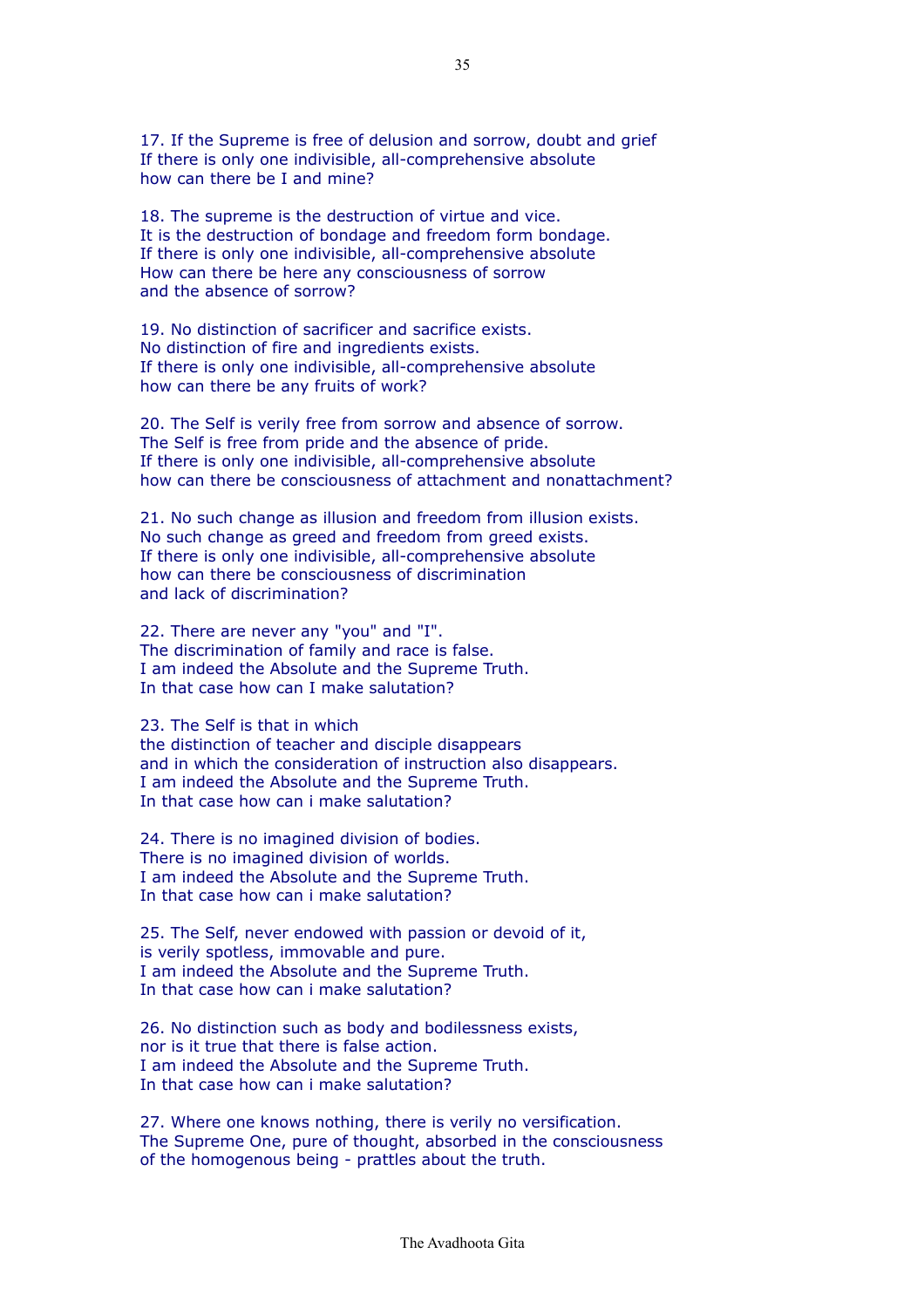17. If the Supreme is free of delusion and sorrow, doubt and grief
If there is only one indivisible, all-comprehensive absolute
how can there be I and mine?

18. The supreme is the destruction of virtue and vice.
It is the destruction of bondage and freedom form bondage.
If there is only one indivisible, all-comprehensive absolute
How can there be here any consciousness of sorrow
and the absence of sorrow?

19. No distinction of sacrificer and sacrifice exists.
No distinction of fire and ingredients exists.
If there is only one indivisible, all-comprehensive absolute
how can there be any fruits of work?

20. The Self is verily free from sorrow and absence of sorrow.
The Self is free from pride and the absence of pride.
If there is only one indivisible, all-comprehensive absolute
how can there be consciousness of attachment and nonattachment?

21. No such change as illusion and freedom from illusion exists.
No such change as greed and freedom from greed exists.
If there is only one indivisible, all-comprehensive absolute
how can there be consciousness of discrimination
and lack of discrimination?

22. There are never any "you" and "I".
The discrimination of family and race is false.
I am indeed the Absolute and the Supreme Truth.
In that case how can I make salutation?

23. The Self is that in which
the distinction of teacher and disciple disappears
and in which the consideration of instruction also disappears.
I am indeed the Absolute and the Supreme Truth.
In that case how can i make salutation?

24. There is no imagined division of bodies.
There is no imagined division of worlds.
I am indeed the Absolute and the Supreme Truth.
In that case how can i make salutation?

25. The Self, never endowed with passion or devoid of it,
is verily spotless, immovable and pure.
I am indeed the Absolute and the Supreme Truth.
In that case how can i make salutation?

26. No distinction such as body and bodilessness exists,
nor is it true that there is false action.
I am indeed the Absolute and the Supreme Truth.
In that case how can i make salutation?

27. Where one knows nothing, there is verily no versification.
The Supreme One, pure of thought, absorbed in the consciousness
of the homogenous being - prattles about the truth.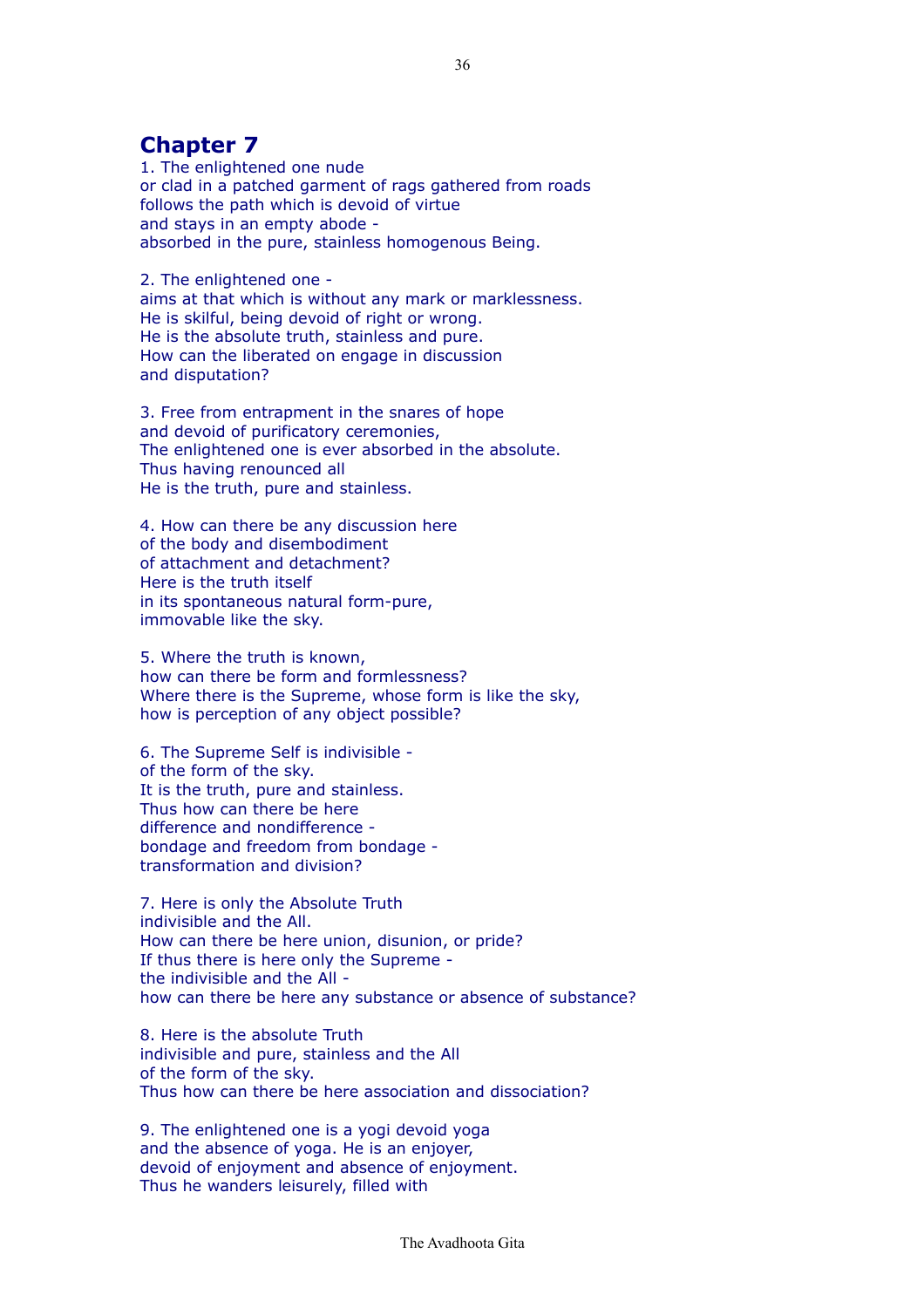## Chapter 7

1. The enlightened one nude
or clad in a patched garment of rags gathered from roads
follows the path which is devoid of virtue
and stays in an empty abode -
absorbed in the pure, stainless homogenous Being.

2. The enlightened one -
aims at that which is without any mark or marklessness.
He is skilful, being devoid of right or wrong.
He is the absolute truth, stainless and pure.
How can the liberated on engage in discussion
and disputation?

3. Free from entrapment in the snares of hope
and devoid of purificatory ceremonies,
The enlightened one is ever absorbed in the absolute.
Thus having renounced all
He is the truth, pure and stainless.

4. How can there be any discussion here
of the body and disembodiment
of attachment and detachment?
Here is the truth itself
in its spontaneous natural form-pure,
immovable like the sky.

5. Where the truth is known,
how can there be form and formlessness?
Where there is the Supreme, whose form is like the sky,
how is perception of any object possible?

6. The Supreme Self is indivisible -
of the form of the sky.
It is the truth, pure and stainless.
Thus how can there be here
difference and nondifference -
bondage and freedom from bondage -
transformation and division?

7. Here is only the Absolute Truth
indivisible and the All.
How can there be here union, disunion, or pride?
If thus there is here only the Supreme -
the indivisible and the All -
how can there be here any substance or absence of substance?

8. Here is the absolute Truth
indivisible and pure, stainless and the All
of the form of the sky.
Thus how can there be here association and dissociation?

9. The enlightened one is a yogi devoid yoga
and the absence of yoga. He is an enjoyer,
devoid of enjoyment and absence of enjoyment.
Thus he wanders leisurely, filled with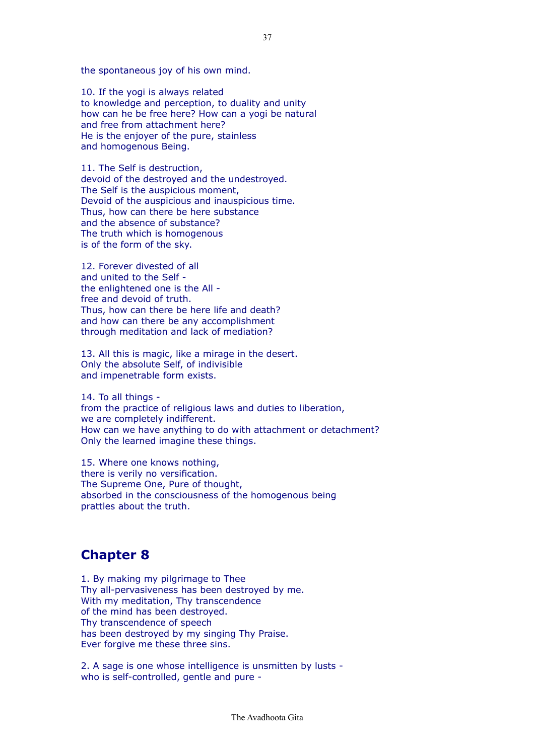the spontaneous joy of his own mind.

10. If the yogi is always related
to knowledge and perception, to duality and unity
how can he be free here? How can a yogi be natural
and free from attachment here?
He is the enjoyer of the pure, stainless
and homogenous Being.

11. The Self is destruction,
devoid of the destroyed and the undestroyed.
The Self is the auspicious moment,
Devoid of the auspicious and inauspicious time.
Thus, how can there be here substance
and the absence of substance?
The truth which is homogenous
is of the form of the sky.

12. Forever divested of all
and united to the Self -
the enlightened one is the All -
free and devoid of truth.
Thus, how can there be here life and death?
and how can there be any accomplishment
through meditation and lack of mediation?

13. All this is magic, like a mirage in the desert.
Only the absolute Self, of indivisible
and impenetrable form exists.

14. To all things -
from the practice of religious laws and duties to liberation,
we are completely indifferent.
How can we have anything to do with attachment or detachment?
Only the learned imagine these things.

15. Where one knows nothing,
there is verily no versification.
The Supreme One, Pure of thought,
absorbed in the consciousness of the homogenous being
prattles about the truth.

## Chapter 8

1. By making my pilgrimage to Thee
Thy all-pervasiveness has been destroyed by me.
With my meditation, Thy transcendence
of the mind has been destroyed.
Thy transcendence of speech
has been destroyed by my singing Thy Praise.
Ever forgive me these three sins.

2. A sage is one whose intelligence is unsmitten by lusts -
who is self-controlled, gentle and pure -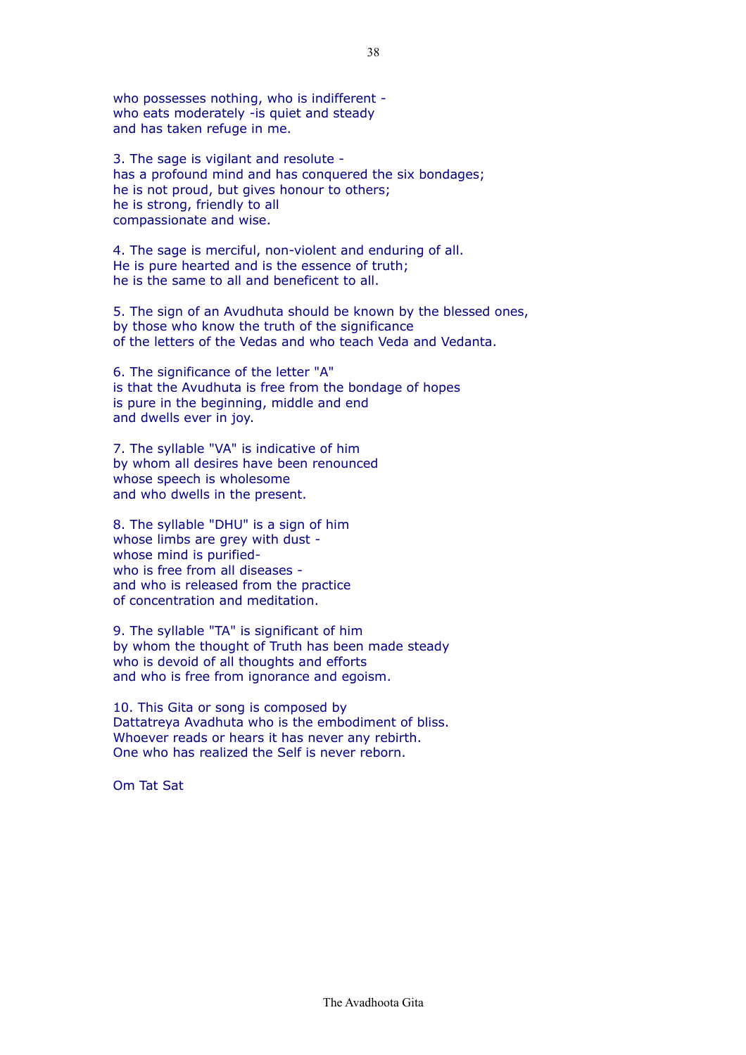who possesses nothing, who is indifferent -
who eats moderately -is quiet and steady
and has taken refuge in me.

3. The sage is vigilant and resolute -
has a profound mind and has conquered the six bondages;
he is not proud, but gives honour to others;
he is strong, friendly to all
compassionate and wise.

4. The sage is merciful, non-violent and enduring of all.
He is pure hearted and is the essence of truth;
he is the same to all and beneficent to all.

5. The sign of an Avudhuta should be known by the blessed ones,
by those who know the truth of the significance
of the letters of the Vedas and who teach Veda and Vedanta.

6. The significance of the letter "A"
is that the Avudhuta is free from the bondage of hopes
is pure in the beginning, middle and end
and dwells ever in joy.

7. The syllable "VA" is indicative of him
by whom all desires have been renounced
whose speech is wholesome
and who dwells in the present.

8. The syllable "DHU" is a sign of him
whose limbs are grey with dust -
whose mind is purified-
who is free from all diseases -
and who is released from the practice
of concentration and meditation.

9. The syllable "TA" is significant of him
by whom the thought of Truth has been made steady
who is devoid of all thoughts and efforts
and who is free from ignorance and egoism.

10. This Gita or song is composed by
Dattatreya Avadhuta who is the embodiment of bliss.
Whoever reads or hears it has never any rebirth.
One who has realized the Self is never reborn.

Om Tat Sat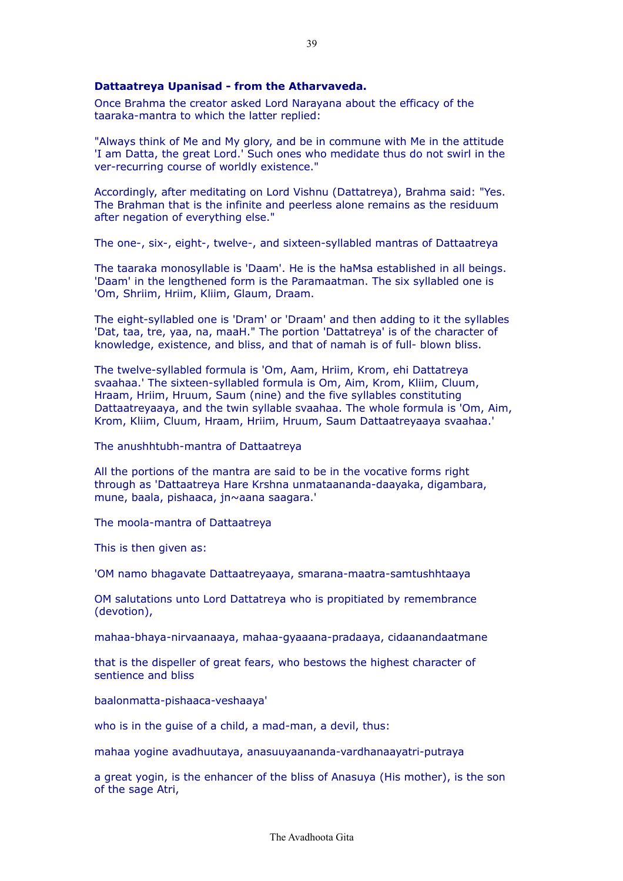**Dattaatreya Upanisad - from the Atharvaveda.**

Once Brahma the creator asked Lord Narayana about the efficacy of the taaraka-mantra to which the latter replied:

"Always think of Me and My glory, and be in commune with Me in the attitude 'I am Datta, the great Lord.' Such ones who medidate thus do not swirl in the ver-recurring course of worldly existence."

Accordingly, after meditating on Lord Vishnu (Dattatreya), Brahma said: "Yes. The Brahman that is the infinite and peerless alone remains as the residuum after negation of everything else."

The one-, six-, eight-, twelve-, and sixteen-syllabled mantras of Dattaatreya

The taaraka monosyllable is 'Daam'. He is the haMsa established in all beings. 'Daam' in the lengthened form is the Paramaatman. The six syllabled one is 'Om, Shriim, Hriim, Kliim, Glaum, Draam.

The eight-syllabled one is 'Dram' or 'Draam' and then adding to it the syllables 'Dat, taa, tre, yaa, na, maaH." The portion 'Dattatreya' is of the character of knowledge, existence, and bliss, and that of namah is of full- blown bliss.

The twelve-syllabled formula is 'Om, Aam, Hriim, Krom, ehi Dattatreya svaahaa.' The sixteen-syllabled formula is Om, Aim, Krom, Kliim, Cluum, Hraam, Hriim, Hruum, Saum (nine) and the five syllables constituting Dattaatreyaaya, and the twin syllable svaahaa. The whole formula is 'Om, Aim, Krom, Kliim, Cluum, Hraam, Hriim, Hruum, Saum Dattaatreyaaya svaahaa.'

The anushhtubh-mantra of Dattaatreya

All the portions of the mantra are said to be in the vocative forms right through as 'Dattaatreya Hare Krshna unmataananda-daayaka, digambara, mune, baala, pishaaca, jn~aana saagara.'

The moola-mantra of Dattaatreya

This is then given as:

'OM namo bhagavate Dattaatreyaaya, smarana-maatra-samtushhtaaya

OM salutations unto Lord Dattatreya who is propitiated by remembrance (devotion),

mahaa-bhaya-nirvaanaaya, mahaa-gyaana-pradaaya, cidaanandaatmane

that is the dispeller of great fears, who bestows the highest character of sentience and bliss

baalonmatta-pishaaca-veshaaya'

who is in the guise of a child, a mad-man, a devil, thus:

mahaa yogine avadhuutaya, anasuuyaananda-vardhanaayatri-putraya

a great yogin, is the enhancer of the bliss of Anasuya (His mother), is the son of the sage Atri,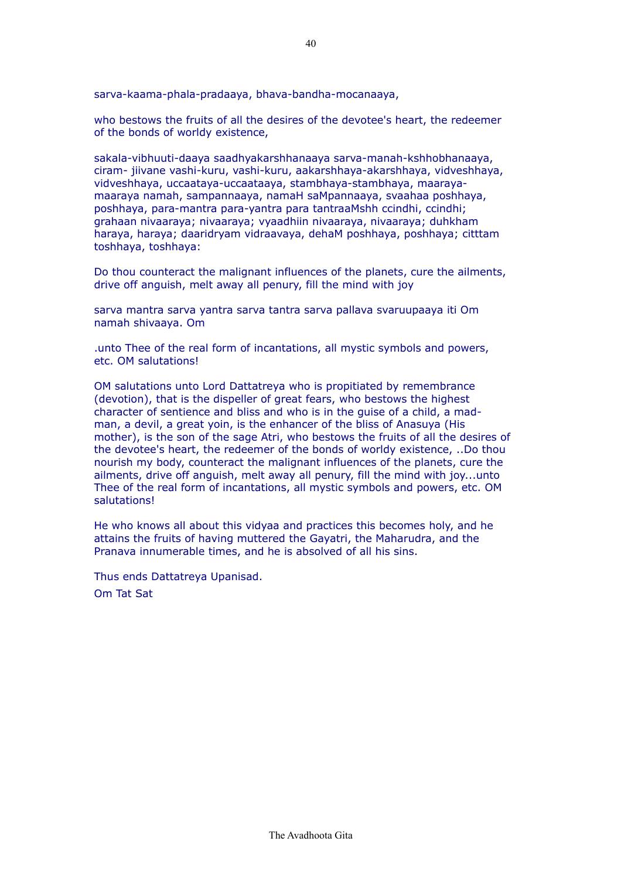sarva-kaama-phala-pradaaya, bhava-bandha-mocanaaya,

who bestows the fruits of all the desires of the devotee's heart, the redeemer of the bonds of worldy existence,

sakala-vibhuuti-daaya saadhyakarshhanaaya sarva-manah-kshhobhanaaya, ciram- jiivane vashi-kuru, vashi-kuru, aakarshhaya-akarshhaya, vidveshhaya, vidveshhaya, uccaataya-uccaataaya, stambhaya-stambhaya, maaraya-maaraya namah, sampannaaya, namaH saMpannaaya, svaahaa poshhaya, poshhaya, para-mantra para-yantra para tantraaMshh ccindhi, ccindhi; grahaan nivaaraya; nivaaraya; vyaadhiin nivaaraya, nivaaraya; duhkham haraya, haraya; daaridryam vidraavaya, dehaM poshhaya, poshhaya; citttam toshhaya, toshhaya:

Do thou counteract the malignant influences of the planets, cure the ailments, drive off anguish, melt away all penury, fill the mind with joy

sarva mantra sarva yantra sarva tantra sarva pallava svaruupaaya iti Om namah shivaaya. Om

.unto Thee of the real form of incantations, all mystic symbols and powers, etc. OM salutations!

OM salutations unto Lord Dattatreya who is propitiated by remembrance (devotion), that is the dispeller of great fears, who bestows the highest character of sentience and bliss and who is in the guise of a child, a mad-man, a devil, a great yoin, is the enhancer of the bliss of Anasuya (His mother), is the son of the sage Atri, who bestows the fruits of all the desires of the devotee's heart, the redeemer of the bonds of worldy existence, ..Do thou nourish my body, counteract the malignant influences of the planets, cure the ailments, drive off anguish, melt away all penury, fill the mind with joy...unto Thee of the real form of incantations, all mystic symbols and powers, etc. OM salutations!

He who knows all about this vidyaa and practices this becomes holy, and he attains the fruits of having muttered the Gayatri, the Maharudra, and the Pranava innumerable times, and he is absolved of all his sins.

Thus ends Dattatreya Upanisad.

Om Tat Sat